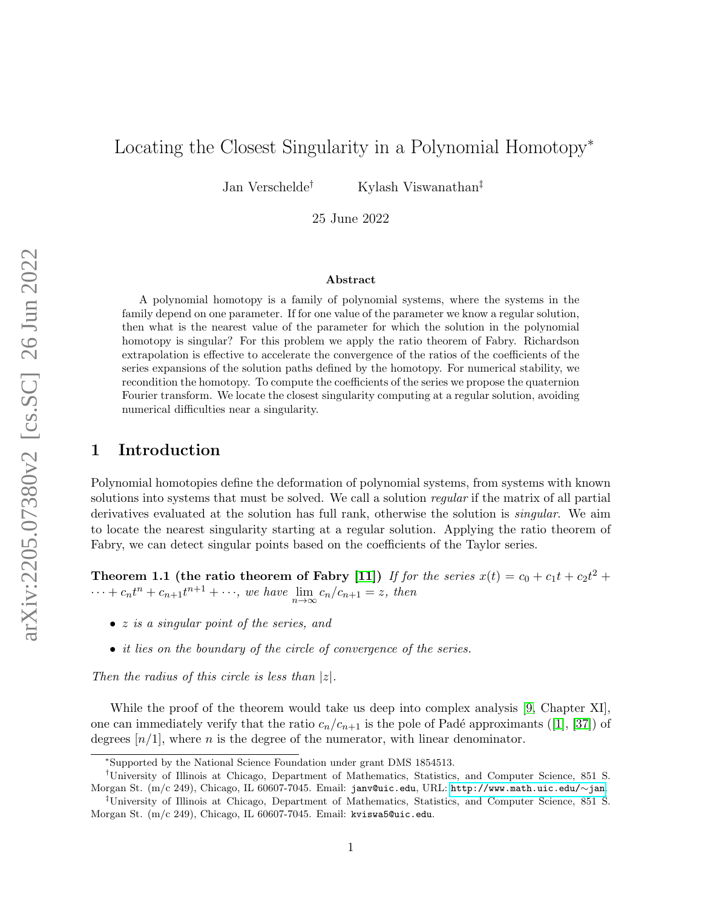# Locating the Closest Singularity in a Polynomial Homotopy*

Jan Verschelde[†] Kylash Viswanathan[‡]

25 June 2022

### Abstract

A polynomial homotopy is a family of polynomial systems, where the systems in the family depend on one parameter. If for one value of the parameter we know a regular solution, then what is the nearest value of the parameter for which the solution in the polynomial homotopy is singular? For this problem we apply the ratio theorem of Fabry. Richardson extrapolation is effective to accelerate the convergence of the ratios of the coefficients of the series expansions of the solution paths defined by the homotopy. For numerical stability, we recondition the homotopy. To compute the coefficients of the series we propose the quaternion Fourier transform. We locate the closest singularity computing at a regular solution, avoiding numerical difficulties near a singularity.

## 1 Introduction

Polynomial homotopies define the deformation of polynomial systems, from systems with known solutions into systems that must be solved. We call a solution *regular* if the matrix of all partial derivatives evaluated at the solution has full rank, otherwise the solution is *singular*. We aim to locate the nearest singularity starting at a regular solution. Applying the ratio theorem of Fabry, we can detect singular points based on the coefficients of the Taylor series.

**Theorem 1.1 (the ratio theorem of Fabry [11])** *If for the series $x(t) = c_0 + c_1 t + c_2 t^2 + \cdots + c_n t^n + c_{n+1} t^{n+1} + \cdots$, we have $\lim_{n\to\infty} c_n/c_{n+1} = z$, then*

- *$z$ is a singular point of the series, and*
- *it lies on the boundary of the circle of convergence of the series.*

*Then the radius of this circle is less than $|z|$.*

While the proof of the theorem would take us deep into complex analysis [9, Chapter XI], one can immediately verify that the ratio $c_n/c_{n+1}$ is the pole of Padé approximants ([1], [37]) of degrees $[n/1]$, where $n$ is the degree of the numerator, with linear denominator.

---

*Supported by the National Science Foundation under grant DMS 1854513.

[†]University of Illinois at Chicago, Department of Mathematics, Statistics, and Computer Science, 851 S. Morgan St. (m/c 249), Chicago, IL 60607-7045. Email: janv@uic.edu, URL: http://www.math.uic.edu/~jan.

[‡]University of Illinois at Chicago, Department of Mathematics, Statistics, and Computer Science, 851 S. Morgan St. (m/c 249), Chicago, IL 60607-7045. Email: kviswa5@uic.edu.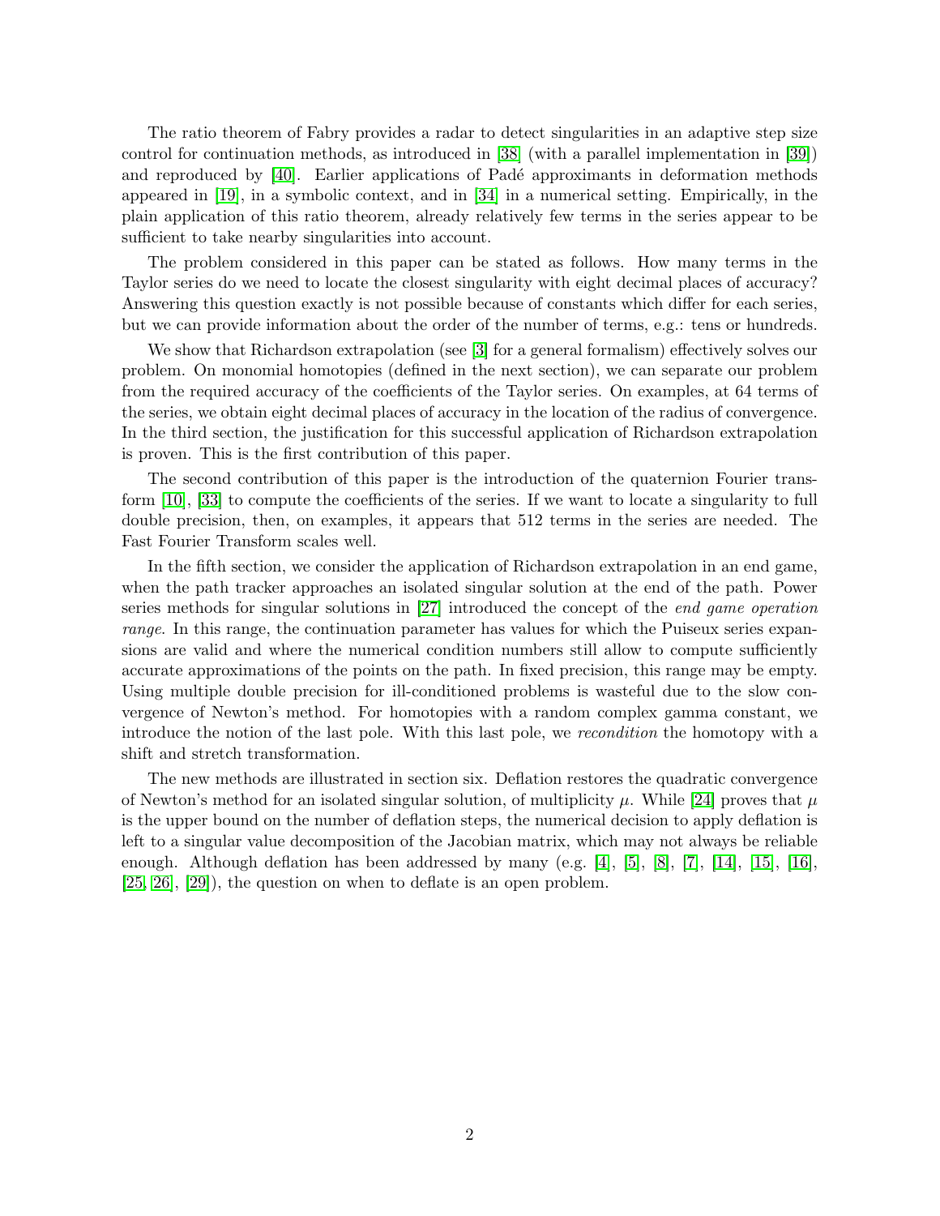The ratio theorem of Fabry provides a radar to detect singularities in an adaptive step size control for continuation methods, as introduced in [38] (with a parallel implementation in [39]) and reproduced by [40]. Earlier applications of Padé approximants in deformation methods appeared in [19], in a symbolic context, and in [34] in a numerical setting. Empirically, in the plain application of this ratio theorem, already relatively few terms in the series appear to be sufficient to take nearby singularities into account.

The problem considered in this paper can be stated as follows. How many terms in the Taylor series do we need to locate the closest singularity with eight decimal places of accuracy? Answering this question exactly is not possible because of constants which differ for each series, but we can provide information about the order of the number of terms, e.g.: tens or hundreds.

We show that Richardson extrapolation (see [3] for a general formalism) effectively solves our problem. On monomial homotopies (defined in the next section), we can separate our problem from the required accuracy of the coefficients of the Taylor series. On examples, at 64 terms of the series, we obtain eight decimal places of accuracy in the location of the radius of convergence. In the third section, the justification for this successful application of Richardson extrapolation is proven. This is the first contribution of this paper.

The second contribution of this paper is the introduction of the quaternion Fourier transform [10], [33] to compute the coefficients of the series. If we want to locate a singularity to full double precision, then, on examples, it appears that 512 terms in the series are needed. The Fast Fourier Transform scales well.

In the fifth section, we consider the application of Richardson extrapolation in an end game, when the path tracker approaches an isolated singular solution at the end of the path. Power series methods for singular solutions in [27] introduced the concept of the *end game operation range*. In this range, the continuation parameter has values for which the Puiseux series expansions are valid and where the numerical condition numbers still allow to compute sufficiently accurate approximations of the points on the path. In fixed precision, this range may be empty. Using multiple double precision for ill-conditioned problems is wasteful due to the slow convergence of Newton's method. For homotopies with a random complex gamma constant, we introduce the notion of the last pole. With this last pole, we *recondition* the homotopy with a shift and stretch transformation.

The new methods are illustrated in section six. Deflation restores the quadratic convergence of Newton's method for an isolated singular solution, of multiplicity $\mu$. While [24] proves that $\mu$ is the upper bound on the number of deflation steps, the numerical decision to apply deflation is left to a singular value decomposition of the Jacobian matrix, which may not always be reliable enough. Although deflation has been addressed by many (e.g. [4], [5], [8], [7], [14], [15], [16], [25, 26], [29]), the question on when to deflate is an open problem.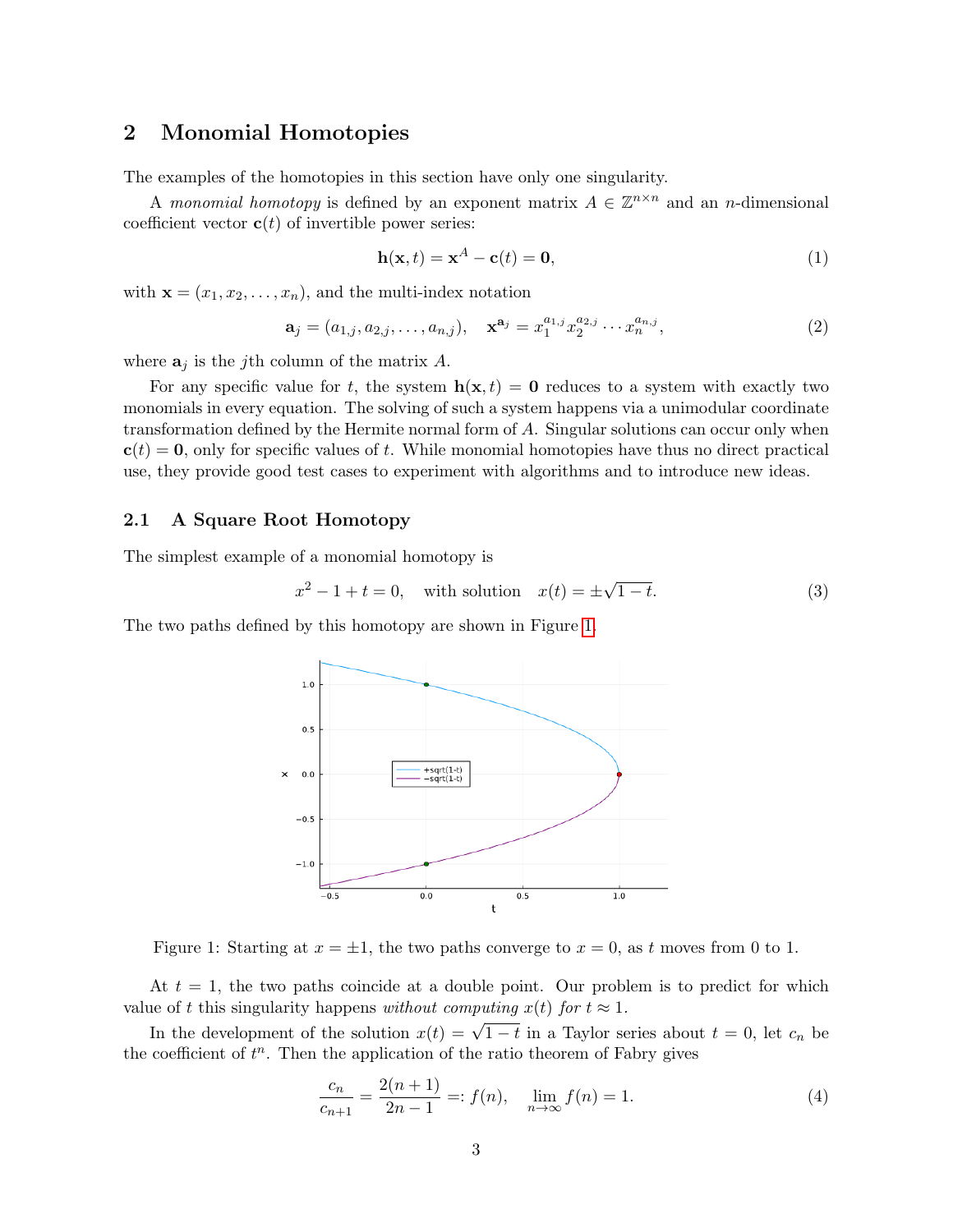## 2 Monomial Homotopies

The examples of the homotopies in this section have only one singularity.

A *monomial homotopy* is defined by an exponent matrix $A \in \mathbb{Z}^{n \times n}$ and an $n$-dimensional coefficient vector $\mathbf{c}(t)$ of invertible power series:

$$\mathbf{h}(\mathbf{x}, t) = \mathbf{x}^A - \mathbf{c}(t) = \mathbf{0}, \tag{1}$$

with $\mathbf{x} = (x_1, x_2, \ldots, x_n)$, and the multi-index notation

$$\mathbf{a}_j = (a_{1,j}, a_{2,j}, \ldots, a_{n,j}), \quad \mathbf{x}^{\mathbf{a}_j} = x_1^{a_{1,j}} x_2^{a_{2,j}} \cdots x_n^{a_{n,j}}, \tag{2}$$

where $\mathbf{a}_j$ is the $j$th column of the matrix $A$.

For any specific value for $t$, the system $\mathbf{h}(\mathbf{x}, t) = \mathbf{0}$ reduces to a system with exactly two monomials in every equation. The solving of such a system happens via a unimodular coordinate transformation defined by the Hermite normal form of $A$. Singular solutions can occur only when $\mathbf{c}(t) = \mathbf{0}$, only for specific values of $t$. While monomial homotopies have thus no direct practical use, they provide good test cases to experiment with algorithms and to introduce new ideas.

### 2.1 A Square Root Homotopy

The simplest example of a monomial homotopy is

$$x^2 - 1 + t = 0, \quad \text{with solution} \quad x(t) = \pm\sqrt{1-t}. \tag{3}$$

The two paths defined by this homotopy are shown in Figure 1.

Figure 1: Starting at $x = \pm 1$, the two paths converge to $x = 0$, as $t$ moves from 0 to 1.

At $t = 1$, the two paths coincide at a double point. Our problem is to predict for which value of $t$ this singularity happens *without computing* $x(t)$ *for* $t \approx 1$.

In the development of the solution $x(t) = \sqrt{1-t}$ in a Taylor series about $t = 0$, let $c_n$ be the coefficient of $t^n$. Then the application of the ratio theorem of Fabry gives

$$\frac{c_n}{c_{n+1}} = \frac{2(n+1)}{2n-1} =: f(n), \quad \lim_{n \to \infty} f(n) = 1. \tag{4}$$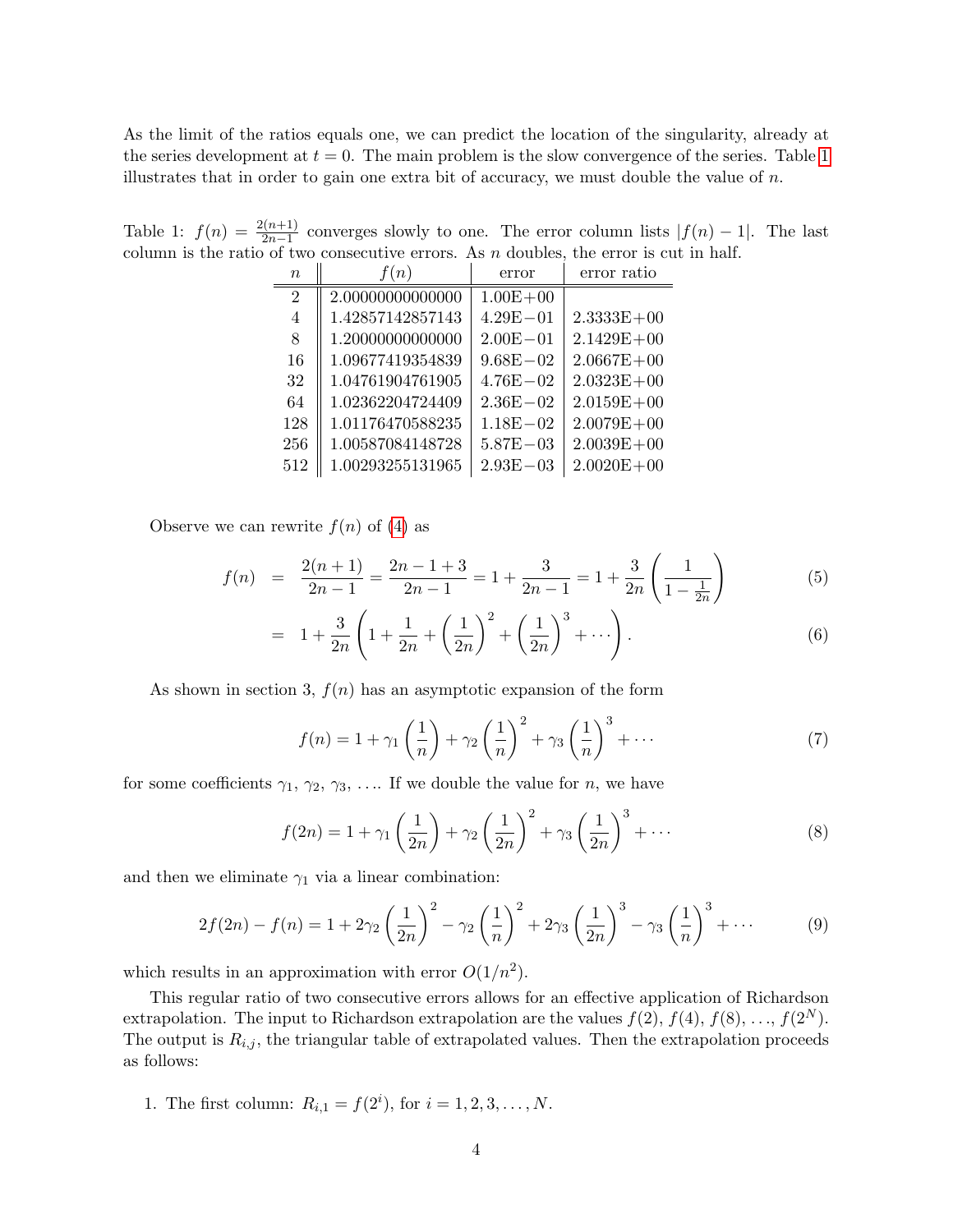As the limit of the ratios equals one, we can predict the location of the singularity, already at the series development at $t = 0$. The main problem is the slow convergence of the series. Table 1 illustrates that in order to gain one extra bit of accuracy, we must double the value of $n$.

Table 1: $f(n) = \frac{2(n+1)}{2n-1}$ converges slowly to one. The error column lists $|f(n) - 1|$. The last column is the ratio of two consecutive errors. As $n$ doubles, the error is cut in half.

| $n$ | $f(n)$ | error | error ratio |
|---|---|---|---|
| 2 | 2.00000000000000 | 1.00E+00 | |
| 4 | 1.42857142857143 | 4.29E−01 | 2.3333E+00 |
| 8 | 1.20000000000000 | 2.00E−01 | 2.1429E+00 |
| 16 | 1.09677419354839 | 9.68E−02 | 2.0667E+00 |
| 32 | 1.04761904761905 | 4.76E−02 | 2.0323E+00 |
| 64 | 1.02362204724409 | 2.36E−02 | 2.0159E+00 |
| 128 | 1.01176470588235 | 1.18E−02 | 2.0079E+00 |
| 256 | 1.00587084148728 | 5.87E−03 | 2.0039E+00 |
| 512 | 1.00293255131965 | 2.93E−03 | 2.0020E+00 |

Observe we can rewrite $f(n)$ of (4) as

$$f(n) = \frac{2(n+1)}{2n-1} = \frac{2n-1+3}{2n-1} = 1 + \frac{3}{2n-1} = 1 + \frac{3}{2n}\left(\frac{1}{1-\frac{1}{2n}}\right) \tag{5}$$

$$= 1 + \frac{3}{2n}\left(1 + \frac{1}{2n} + \left(\frac{1}{2n}\right)^2 + \left(\frac{1}{2n}\right)^3 + \cdots\right). \tag{6}$$

As shown in section 3, $f(n)$ has an asymptotic expansion of the form

$$f(n) = 1 + \gamma_1\left(\frac{1}{n}\right) + \gamma_2\left(\frac{1}{n}\right)^2 + \gamma_3\left(\frac{1}{n}\right)^3 + \cdots \tag{7}$$

for some coefficients $\gamma_1$, $\gamma_2$, $\gamma_3$, .... If we double the value for $n$, we have

$$f(2n) = 1 + \gamma_1\left(\frac{1}{2n}\right) + \gamma_2\left(\frac{1}{2n}\right)^2 + \gamma_3\left(\frac{1}{2n}\right)^3 + \cdots \tag{8}$$

and then we eliminate $\gamma_1$ via a linear combination:

$$2f(2n) - f(n) = 1 + 2\gamma_2\left(\frac{1}{2n}\right)^2 - \gamma_2\left(\frac{1}{n}\right)^2 + 2\gamma_3\left(\frac{1}{2n}\right)^3 - \gamma_3\left(\frac{1}{n}\right)^3 + \cdots \tag{9}$$

which results in an approximation with error $O(1/n^2)$.

This regular ratio of two consecutive errors allows for an effective application of Richardson extrapolation. The input to Richardson extrapolation are the values $f(2)$, $f(4)$, $f(8)$, ..., $f(2^N)$. The output is $R_{i,j}$, the triangular table of extrapolated values. Then the extrapolation proceeds as follows:

1. The first column: $R_{i,1} = f(2^i)$, for $i = 1, 2, 3, \ldots, N$.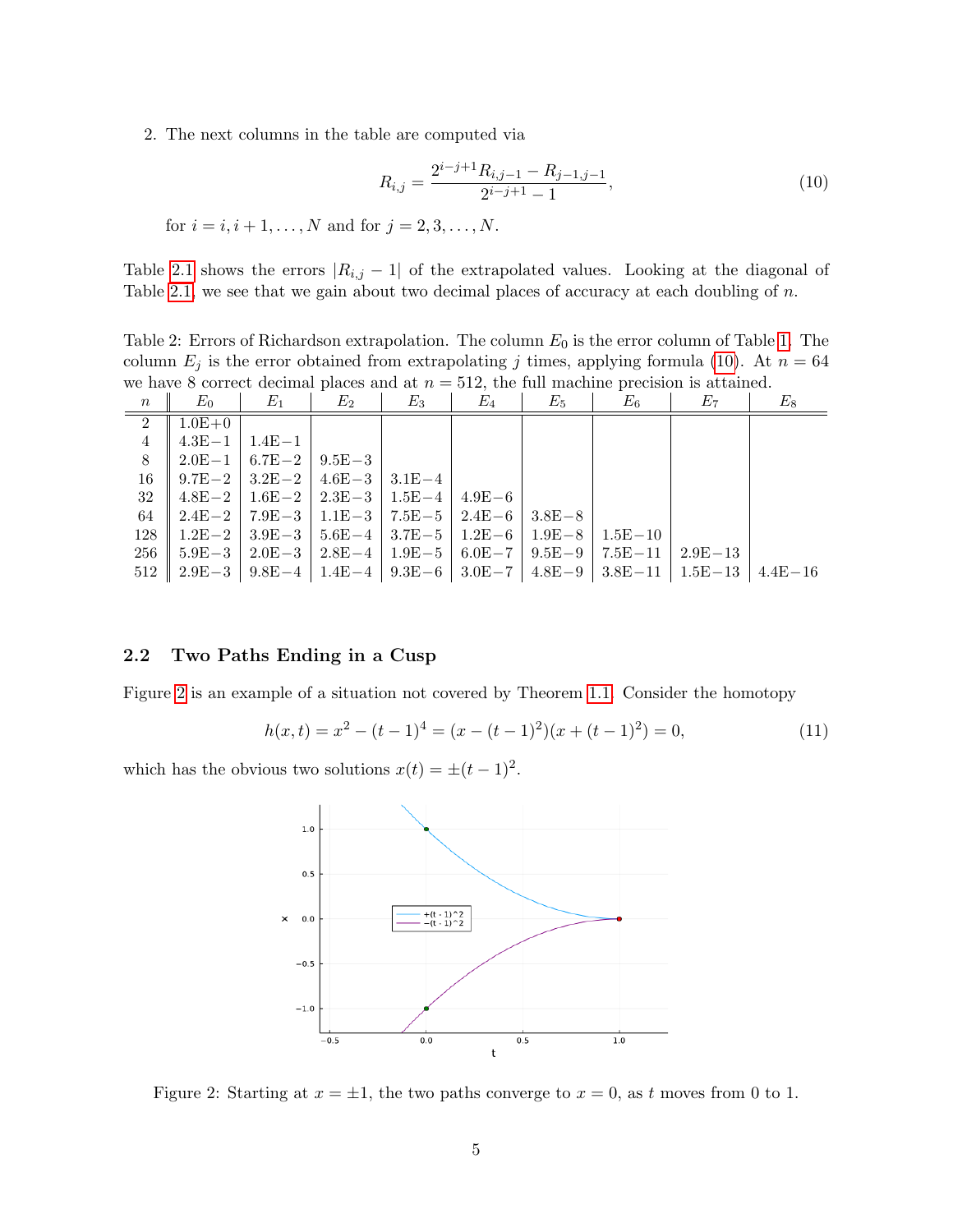2. The next columns in the table are computed via

$$R_{i,j} = \frac{2^{i-j+1} R_{i,j-1} - R_{j-1,j-1}}{2^{i-j+1} - 1}, \tag{10}$$

for $i = i, i+1, \ldots, N$ and for $j = 2, 3, \ldots, N$.

Table 2.1 shows the errors $|R_{i,j} - 1|$ of the extrapolated values. Looking at the diagonal of Table 2.1, we see that we gain about two decimal places of accuracy at each doubling of $n$.

Table 2: Errors of Richardson extrapolation. The column $E_0$ is the error column of Table 1. The column $E_j$ is the error obtained from extrapolating $j$ times, applying formula (10). At $n = 64$ we have 8 correct decimal places and at $n = 512$, the full machine precision is attained.

| $n$ | $E_0$ | $E_1$ | $E_2$ | $E_3$ | $E_4$ | $E_5$ | $E_6$ | $E_7$ | $E_8$ |
|---|---|---|---|---|---|---|---|---|---|
| 2 | 1.0E+0 | | | | | | | | |
| 4 | 4.3E−1 | 1.4E−1 | | | | | | | |
| 8 | 2.0E−1 | 6.7E−2 | 9.5E−3 | | | | | | |
| 16 | 9.7E−2 | 3.2E−2 | 4.6E−3 | 3.1E−4 | | | | | |
| 32 | 4.8E−2 | 1.6E−2 | 2.3E−3 | 1.5E−4 | 4.9E−6 | | | | |
| 64 | 2.4E−2 | 7.9E−3 | 1.1E−3 | 7.5E−5 | 2.4E−6 | 3.8E−8 | | | |
| 128 | 1.2E−2 | 3.9E−3 | 5.6E−4 | 3.7E−5 | 1.2E−6 | 1.9E−8 | 1.5E−10 | | |
| 256 | 5.9E−3 | 2.0E−3 | 2.8E−4 | 1.9E−5 | 6.0E−7 | 9.5E−9 | 7.5E−11 | 2.9E−13 | |
| 512 | 2.9E−3 | 9.8E−4 | 1.4E−4 | 9.3E−6 | 3.0E−7 | 4.8E−9 | 3.8E−11 | 1.5E−13 | 4.4E−16 |

## 2.2 Two Paths Ending in a Cusp

Figure 2 is an example of a situation not covered by Theorem 1.1. Consider the homotopy

$$h(x,t) = x^2 - (t-1)^4 = (x - (t-1)^2)(x + (t-1)^2) = 0, \tag{11}$$

which has the obvious two solutions $x(t) = \pm(t-1)^2$.

Figure 2: Starting at $x = \pm 1$, the two paths converge to $x = 0$, as $t$ moves from 0 to 1.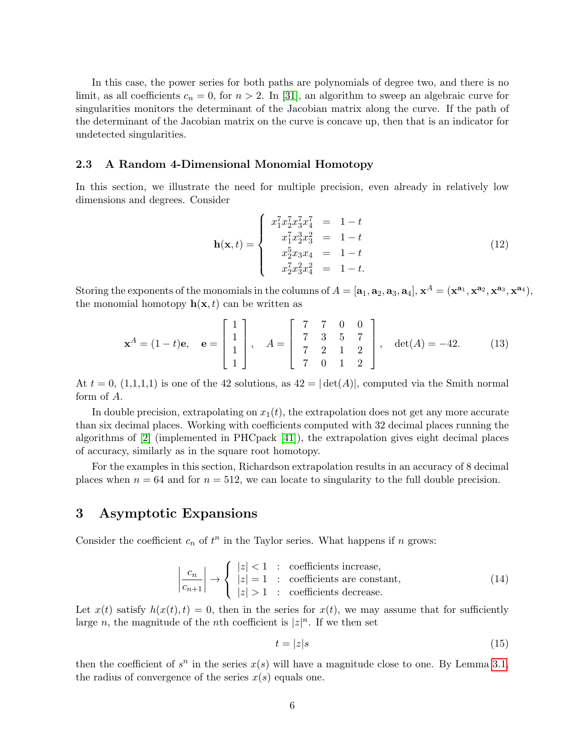In this case, the power series for both paths are polynomials of degree two, and there is no limit, as all coefficients $c_n = 0$, for $n > 2$. In [31], an algorithm to sweep an algebraic curve for singularities monitors the determinant of the Jacobian matrix along the curve. If the path of the determinant of the Jacobian matrix on the curve is concave up, then that is an indicator for undetected singularities.

### 2.3 A Random 4-Dimensional Monomial Homotopy

In this section, we illustrate the need for multiple precision, even already in relatively low dimensions and degrees. Consider

$$
\mathbf{h}(\mathbf{x}, t) = \left\{ \begin{array}{rcl} x_1^7 x_2^7 x_3^7 x_4^7 & = & 1 - t \\ x_1^7 x_2^3 x_3^2 & = & 1 - t \\ x_2^5 x_3 x_4 & = & 1 - t \\ x_2^7 x_3^2 x_4^2 & = & 1 - t. \end{array} \right. \tag{12}
$$

Storing the exponents of the monomials in the columns of $A = [\mathbf{a}_1, \mathbf{a}_2, \mathbf{a}_3, \mathbf{a}_4]$, $\mathbf{x}^A = (\mathbf{x}^{\mathbf{a}_1}, \mathbf{x}^{\mathbf{a}_2}, \mathbf{x}^{\mathbf{a}_3}, \mathbf{x}^{\mathbf{a}_4})$, the monomial homotopy $\mathbf{h}(\mathbf{x}, t)$ can be written as

$$
\mathbf{x}^A = (1-t)\mathbf{e}, \quad \mathbf{e} = \left[ \begin{array}{c} 1 \\ 1 \\ 1 \\ 1 \end{array} \right], \quad A = \left[ \begin{array}{cccc} 7 & 7 & 0 & 0 \\ 7 & 3 & 5 & 7 \\ 7 & 2 & 1 & 2 \\ 7 & 0 & 1 & 2 \end{array} \right], \quad \det(A) = -42. \tag{13}
$$

At $t = 0$, (1,1,1,1) is one of the 42 solutions, as $42 = |\det(A)|$, computed via the Smith normal form of $A$.

In double precision, extrapolating on $x_1(t)$, the extrapolation does not get any more accurate than six decimal places. Working with coefficients computed with 32 decimal places running the algorithms of [2] (implemented in PHCpack [41]), the extrapolation gives eight decimal places of accuracy, similarly as in the square root homotopy.

For the examples in this section, Richardson extrapolation results in an accuracy of 8 decimal places when $n = 64$ and for $n = 512$, we can locate to singularity to the full double precision.

## 3 Asymptotic Expansions

Consider the coefficient $c_n$ of $t^n$ in the Taylor series. What happens if $n$ grows:

$$
\left| \frac{c_n}{c_{n+1}} \right| \rightarrow \left\{ \begin{array}{lcl} |z| < 1 & : & \text{coefficients increase,} \\ |z| = 1 & : & \text{coefficients are constant,} \\ |z| > 1 & : & \text{coefficients decrease.} \end{array} \right. \tag{14}
$$

Let $x(t)$ satisfy $h(x(t), t) = 0$, then in the series for $x(t)$, we may assume that for sufficiently large $n$, the magnitude of the $n$th coefficient is $|z|^n$. If we then set

$$
t = |z| s \tag{15}
$$

then the coefficient of $s^n$ in the series $x(s)$ will have a magnitude close to one. By Lemma 3.1, the radius of convergence of the series $x(s)$ equals one.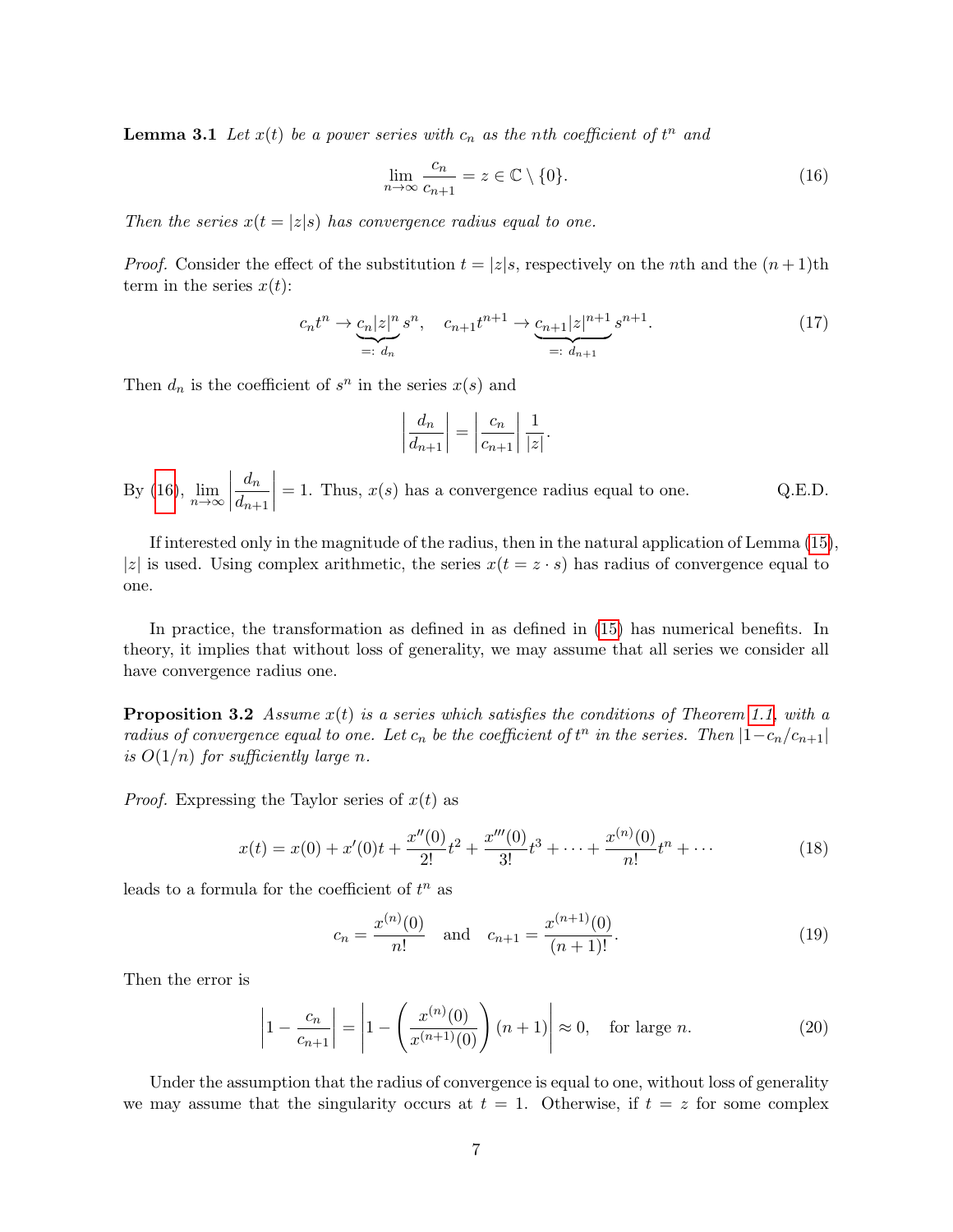**Lemma 3.1** *Let $x(t)$ be a power series with $c_n$ as the nth coefficient of $t^n$ and*

$$\lim_{n\to\infty} \frac{c_n}{c_{n+1}} = z \in \mathbb{C} \setminus \{0\}. \tag{16}$$

*Then the series $x(t = |z|s)$ has convergence radius equal to one.*

*Proof.* Consider the effect of the substitution $t = |z|s$, respectively on the $n$th and the $(n+1)$th term in the series $x(t)$:

$$c_n t^n \to \underbrace{c_n |z|^n}_{=:\, d_n} s^n, \quad c_{n+1} t^{n+1} \to \underbrace{c_{n+1} |z|^{n+1}}_{=:\, d_{n+1}} s^{n+1}. \tag{17}$$

Then $d_n$ is the coefficient of $s^n$ in the series $x(s)$ and

$$\left|\frac{d_n}{d_{n+1}}\right| = \left|\frac{c_n}{c_{n+1}}\right| \frac{1}{|z|}.$$

By (16), $\lim_{n\to\infty} \left|\frac{d_n}{d_{n+1}}\right| = 1$. Thus, $x(s)$ has a convergence radius equal to one. Q.E.D.

If interested only in the magnitude of the radius, then in the natural application of Lemma (15), $|z|$ is used. Using complex arithmetic, the series $x(t = z \cdot s)$ has radius of convergence equal to one.

In practice, the transformation as defined in as defined in (15) has numerical benefits. In theory, it implies that without loss of generality, we may assume that all series we consider all have convergence radius one.

**Proposition 3.2** *Assume $x(t)$ is a series which satisfies the conditions of Theorem 1.1, with a radius of convergence equal to one. Let $c_n$ be the coefficient of $t^n$ in the series. Then $|1 - c_n/c_{n+1}|$ is $O(1/n)$ for sufficiently large $n$.*

*Proof.* Expressing the Taylor series of $x(t)$ as

$$x(t) = x(0) + x'(0)t + \frac{x''(0)}{2!}t^2 + \frac{x'''(0)}{3!}t^3 + \cdots + \frac{x^{(n)}(0)}{n!}t^n + \cdots \tag{18}$$

leads to a formula for the coefficient of $t^n$ as

$$c_n = \frac{x^{(n)}(0)}{n!} \quad \text{and} \quad c_{n+1} = \frac{x^{(n+1)}(0)}{(n+1)!}. \tag{19}$$

Then the error is

$$\left|1 - \frac{c_n}{c_{n+1}}\right| = \left|1 - \left(\frac{x^{(n)}(0)}{x^{(n+1)}(0)}\right)(n+1)\right| \approx 0, \quad \text{for large } n. \tag{20}$$

Under the assumption that the radius of convergence is equal to one, without loss of generality we may assume that the singularity occurs at $t = 1$. Otherwise, if $t = z$ for some complex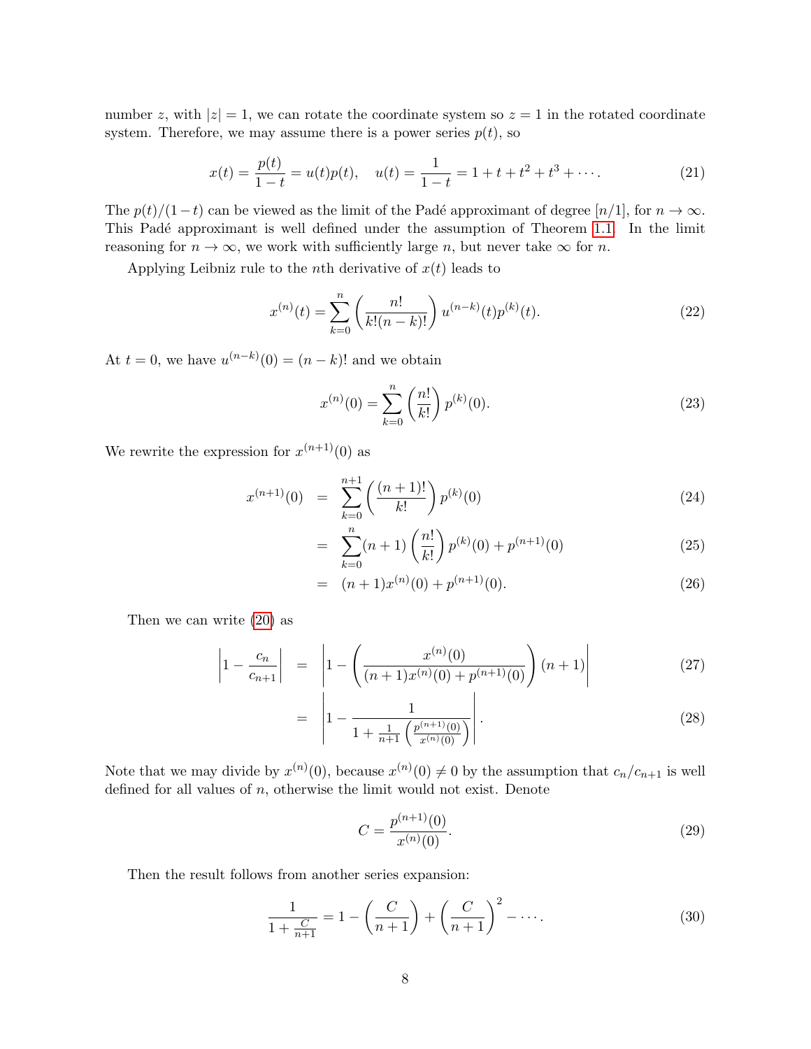number $z$, with $|z| = 1$, we can rotate the coordinate system so $z = 1$ in the rotated coordinate system. Therefore, we may assume there is a power series $p(t)$, so

$$x(t) = \frac{p(t)}{1-t} = u(t)p(t), \quad u(t) = \frac{1}{1-t} = 1 + t + t^2 + t^3 + \cdots. \tag{21}$$

The $p(t)/(1-t)$ can be viewed as the limit of the Padé approximant of degree $[n/1]$, for $n \to \infty$. This Padé approximant is well defined under the assumption of Theorem 1.1. In the limit reasoning for $n \to \infty$, we work with sufficiently large $n$, but never take $\infty$ for $n$.

Applying Leibniz rule to the $n$th derivative of $x(t)$ leads to

$$x^{(n)}(t) = \sum_{k=0}^{n} \left( \frac{n!}{k!(n-k)!} \right) u^{(n-k)}(t) p^{(k)}(t). \tag{22}$$

At $t = 0$, we have $u^{(n-k)}(0) = (n-k)!$ and we obtain

$$x^{(n)}(0) = \sum_{k=0}^{n} \left( \frac{n!}{k!} \right) p^{(k)}(0). \tag{23}$$

We rewrite the expression for $x^{(n+1)}(0)$ as

$$\begin{aligned} x^{(n+1)}(0) &= \sum_{k=0}^{n+1} \left( \frac{(n+1)!}{k!} \right) p^{(k)}(0) && (24) \\ &= \sum_{k=0}^{n} (n+1) \left( \frac{n!}{k!} \right) p^{(k)}(0) + p^{(n+1)}(0) && (25) \\ &= (n+1) x^{(n)}(0) + p^{(n+1)}(0). && (26) \end{aligned}$$

Then we can write (20) as

$$\begin{aligned} \left| 1 - \frac{c_n}{c_{n+1}} \right| &= \left| 1 - \left( \frac{x^{(n)}(0)}{(n+1)x^{(n)}(0) + p^{(n+1)}(0)} \right) (n+1) \right| && (27) \\ &= \left| 1 - \frac{1}{1 + \frac{1}{n+1} \left( \frac{p^{(n+1)}(0)}{x^{(n)}(0)} \right)} \right|. && (28) \end{aligned}$$

Note that we may divide by $x^{(n)}(0)$, because $x^{(n)}(0) \neq 0$ by the assumption that $c_n/c_{n+1}$ is well defined for all values of $n$, otherwise the limit would not exist. Denote

$$C = \frac{p^{(n+1)}(0)}{x^{(n)}(0)}. \tag{29}$$

Then the result follows from another series expansion:

$$\frac{1}{1 + \frac{C}{n+1}} = 1 - \left( \frac{C}{n+1} \right) + \left( \frac{C}{n+1} \right)^2 - \cdots. \tag{30}$$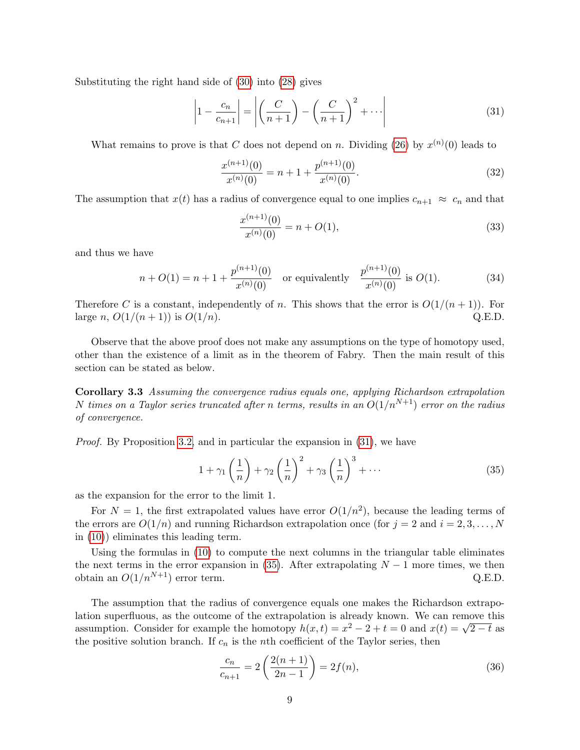Substituting the right hand side of (30) into (28) gives

$$\left| 1 - \frac{c_n}{c_{n+1}} \right| = \left| \left( \frac{C}{n+1} \right) - \left( \frac{C}{n+1} \right)^2 + \cdots \right| \tag{31}$$

What remains to prove is that $C$ does not depend on $n$. Dividing (26) by $x^{(n)}(0)$ leads to

$$\frac{x^{(n+1)}(0)}{x^{(n)}(0)} = n + 1 + \frac{p^{(n+1)}(0)}{x^{(n)}(0)}. \tag{32}$$

The assumption that $x(t)$ has a radius of convergence equal to one implies $c_{n+1} \approx c_n$ and that

$$\frac{x^{(n+1)}(0)}{x^{(n)}(0)} = n + O(1), \tag{33}$$

and thus we have

$$n + O(1) = n + 1 + \frac{p^{(n+1)}(0)}{x^{(n)}(0)} \quad \text{or equivalently} \quad \frac{p^{(n+1)}(0)}{x^{(n)}(0)} \text{ is } O(1). \tag{34}$$

Therefore $C$ is a constant, independently of $n$. This shows that the error is $O(1/(n+1))$. For large $n$, $O(1/(n+1))$ is $O(1/n)$. Q.E.D.

Observe that the above proof does not make any assumptions on the type of homotopy used, other than the existence of a limit as in the theorem of Fabry. Then the main result of this section can be stated as below.

**Corollary 3.3** *Assuming the convergence radius equals one, applying Richardson extrapolation $N$ times on a Taylor series truncated after $n$ terms, results in an $O(1/n^{N+1})$ error on the radius of convergence.*

*Proof.* By Proposition 3.2, and in particular the expansion in (31), we have

$$1 + \gamma_1 \left( \frac{1}{n} \right) + \gamma_2 \left( \frac{1}{n} \right)^2 + \gamma_3 \left( \frac{1}{n} \right)^3 + \cdots \tag{35}$$

as the expansion for the error to the limit 1.

For $N = 1$, the first extrapolated values have error $O(1/n^2)$, because the leading terms of the errors are $O(1/n)$ and running Richardson extrapolation once (for $j = 2$ and $i = 2, 3, \ldots, N$ in (10)) eliminates this leading term.

Using the formulas in (10) to compute the next columns in the triangular table eliminates the next terms in the error expansion in (35). After extrapolating $N - 1$ more times, we then obtain an $O(1/n^{N+1})$ error term. Q.E.D.

The assumption that the radius of convergence equals one makes the Richardson extrapolation superfluous, as the outcome of the extrapolation is already known. We can remove this assumption. Consider for example the homotopy $h(x, t) = x^2 - 2 + t = 0$ and $x(t) = \sqrt{2 - t}$ as the positive solution branch. If $c_n$ is the $n$th coefficient of the Taylor series, then

$$\frac{c_n}{c_{n+1}} = 2 \left( \frac{2(n+1)}{2n-1} \right) = 2f(n), \tag{36}$$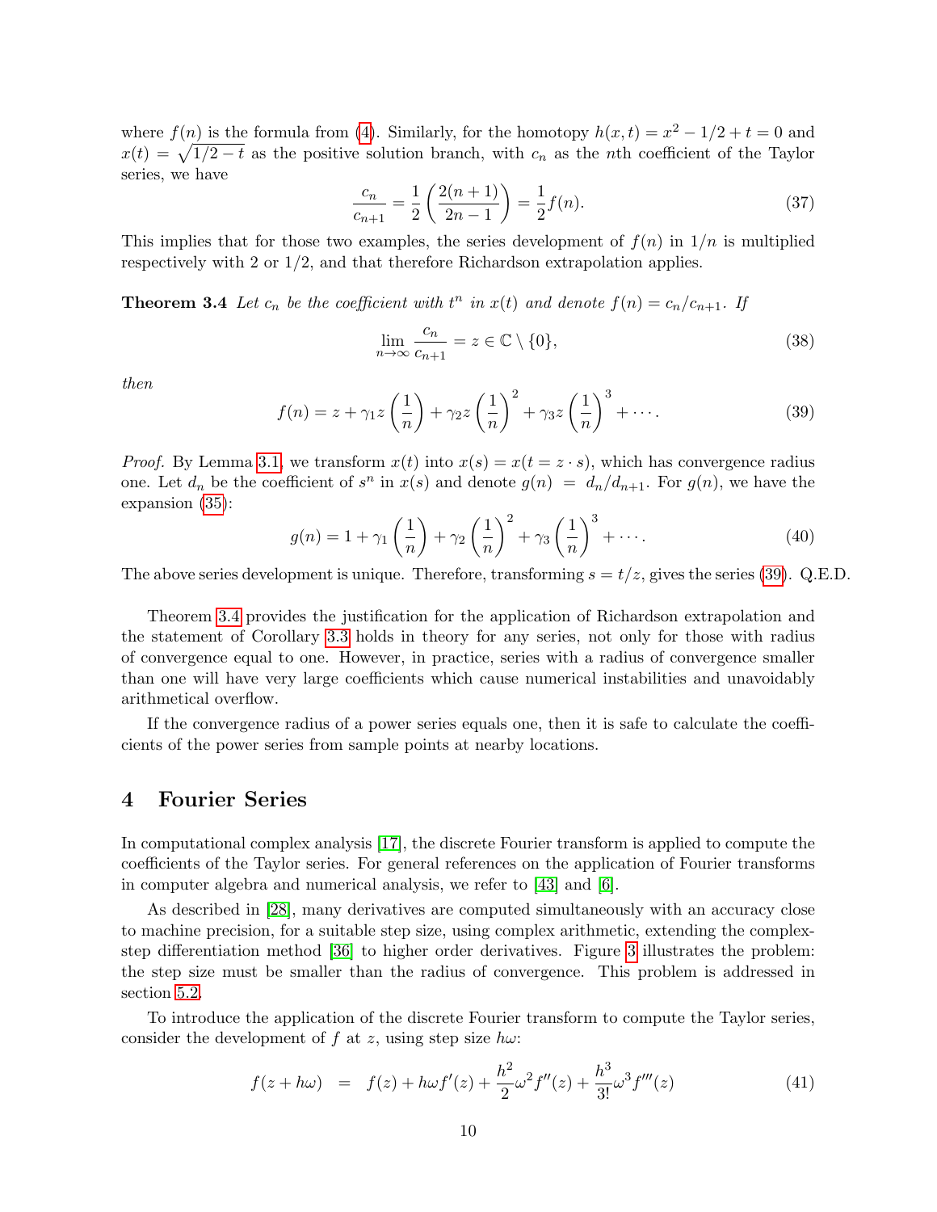where $f(n)$ is the formula from (4). Similarly, for the homotopy $h(x,t) = x^2 - 1/2 + t = 0$ and $x(t) = \sqrt{1/2 - t}$ as the positive solution branch, with $c_n$ as the $n$th coefficient of the Taylor series, we have

$$\frac{c_n}{c_{n+1}} = \frac{1}{2}\left(\frac{2(n+1)}{2n-1}\right) = \frac{1}{2}f(n). \tag{37}$$

This implies that for those two examples, the series development of $f(n)$ in $1/n$ is multiplied respectively with 2 or $1/2$, and that therefore Richardson extrapolation applies.

**Theorem 3.4** *Let $c_n$ be the coefficient with $t^n$ in $x(t)$ and denote $f(n) = c_n/c_{n+1}$. If*

$$\lim_{n\to\infty} \frac{c_n}{c_{n+1}} = z \in \mathbb{C} \setminus \{0\}, \tag{38}$$

*then*

$$f(n) = z + \gamma_1 z\left(\frac{1}{n}\right) + \gamma_2 z\left(\frac{1}{n}\right)^2 + \gamma_3 z\left(\frac{1}{n}\right)^3 + \cdots. \tag{39}$$

*Proof.* By Lemma 3.1, we transform $x(t)$ into $x(s) = x(t = z \cdot s)$, which has convergence radius one. Let $d_n$ be the coefficient of $s^n$ in $x(s)$ and denote $g(n) = d_n/d_{n+1}$. For $g(n)$, we have the expansion (35):

$$g(n) = 1 + \gamma_1\left(\frac{1}{n}\right) + \gamma_2\left(\frac{1}{n}\right)^2 + \gamma_3\left(\frac{1}{n}\right)^3 + \cdots. \tag{40}$$

The above series development is unique. Therefore, transforming $s = t/z$, gives the series (39). Q.E.D.

Theorem 3.4 provides the justification for the application of Richardson extrapolation and the statement of Corollary 3.3 holds in theory for any series, not only for those with radius of convergence equal to one. However, in practice, series with a radius of convergence smaller than one will have very large coefficients which cause numerical instabilities and unavoidably arithmetical overflow.

If the convergence radius of a power series equals one, then it is safe to calculate the coefficients of the power series from sample points at nearby locations.

# 4 Fourier Series

In computational complex analysis [17], the discrete Fourier transform is applied to compute the coefficients of the Taylor series. For general references on the application of Fourier transforms in computer algebra and numerical analysis, we refer to [43] and [6].

As described in [28], many derivatives are computed simultaneously with an accuracy close to machine precision, for a suitable step size, using complex arithmetic, extending the complex-step differentiation method [36] to higher order derivatives. Figure 3 illustrates the problem: the step size must be smaller than the radius of convergence. This problem is addressed in section 5.2.

To introduce the application of the discrete Fourier transform to compute the Taylor series, consider the development of $f$ at $z$, using step size $h\omega$:

$$f(z + h\omega) = f(z) + h\omega f'(z) + \frac{h^2}{2}\omega^2 f''(z) + \frac{h^3}{3!}\omega^3 f'''(z) \tag{41}$$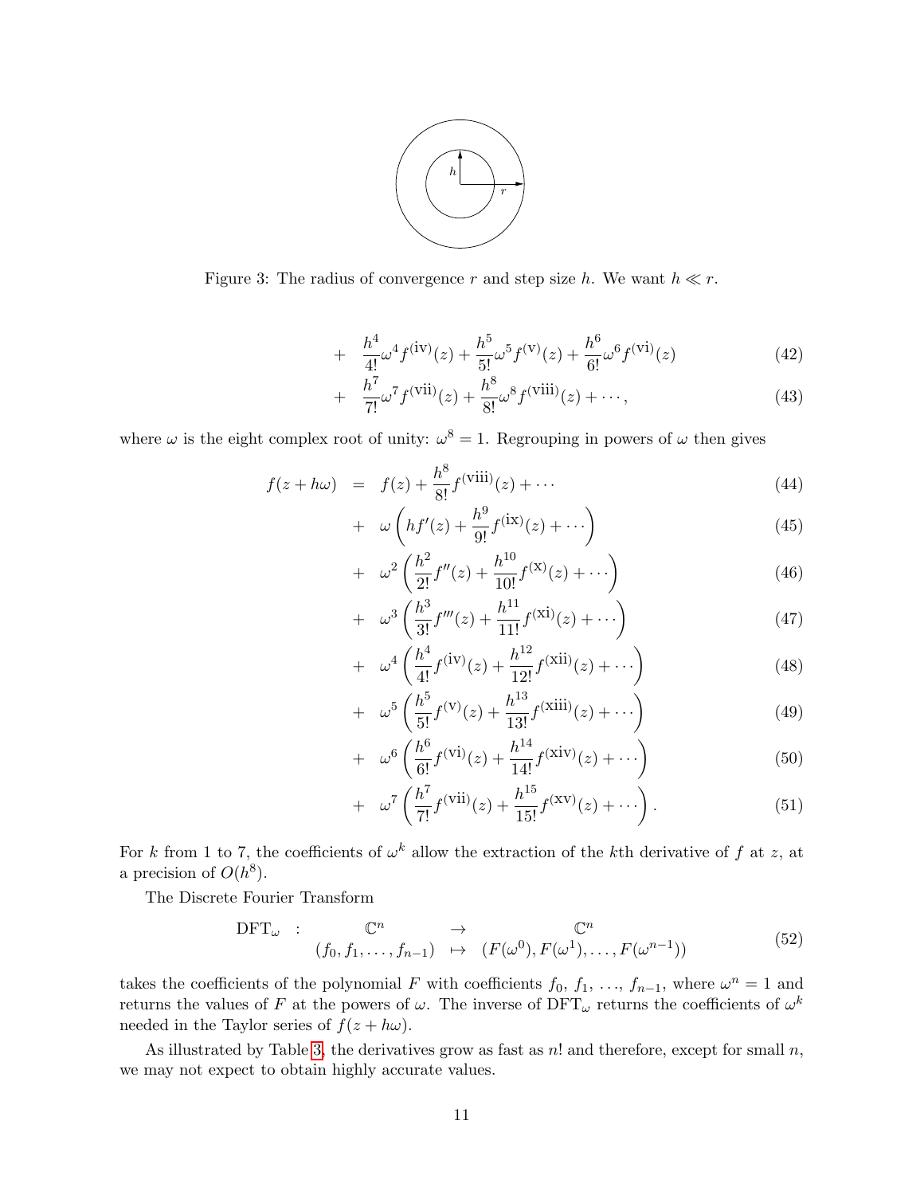Figure 3: The radius of convergence $r$ and step size $h$. We want $h \ll r$.

$$
\begin{aligned}
&+ \quad \frac{h^4}{4!}\omega^4 f^{(\mathrm{iv})}(z) + \frac{h^5}{5!}\omega^5 f^{(\mathrm{v})}(z) + \frac{h^6}{6!}\omega^6 f^{(\mathrm{vi})}(z) && (42)\\
&+ \quad \frac{h^7}{7!}\omega^7 f^{(\mathrm{vii})}(z) + \frac{h^8}{8!}\omega^8 f^{(\mathrm{viii})}(z) + \cdots, && (43)
\end{aligned}
$$

where $\omega$ is the eight complex root of unity: $\omega^8 = 1$. Regrouping in powers of $\omega$ then gives

$$
\begin{aligned}
f(z + h\omega) \quad = \quad & f(z) + \frac{h^8}{8!} f^{(\mathrm{viii})}(z) + \cdots && (44)\\
+ \quad & \omega \left( h f'(z) + \frac{h^9}{9!} f^{(\mathrm{ix})}(z) + \cdots \right) && (45)\\
+ \quad & \omega^2 \left( \frac{h^2}{2!} f''(z) + \frac{h^{10}}{10!} f^{(\mathrm{x})}(z) + \cdots \right) && (46)\\
+ \quad & \omega^3 \left( \frac{h^3}{3!} f'''(z) + \frac{h^{11}}{11!} f^{(\mathrm{xi})}(z) + \cdots \right) && (47)\\
+ \quad & \omega^4 \left( \frac{h^4}{4!} f^{(\mathrm{iv})}(z) + \frac{h^{12}}{12!} f^{(\mathrm{xii})}(z) + \cdots \right) && (48)\\
+ \quad & \omega^5 \left( \frac{h^5}{5!} f^{(\mathrm{v})}(z) + \frac{h^{13}}{13!} f^{(\mathrm{xiii})}(z) + \cdots \right) && (49)\\
+ \quad & \omega^6 \left( \frac{h^6}{6!} f^{(\mathrm{vi})}(z) + \frac{h^{14}}{14!} f^{(\mathrm{xiv})}(z) + \cdots \right) && (50)\\
+ \quad & \omega^7 \left( \frac{h^7}{7!} f^{(\mathrm{vii})}(z) + \frac{h^{15}}{15!} f^{(\mathrm{xv})}(z) + \cdots \right). && (51)
\end{aligned}
$$

For $k$ from 1 to 7, the coefficients of $\omega^k$ allow the extraction of the $k$th derivative of $f$ at $z$, at a precision of $O(h^8)$.

The Discrete Fourier Transform

$$
\begin{array}{rccc}
\mathrm{DFT}_\omega \;: & \mathbb{C}^n & \rightarrow & \mathbb{C}^n \\
 & (f_0, f_1, \ldots, f_{n-1}) & \mapsto & (F(\omega^0), F(\omega^1), \ldots, F(\omega^{n-1}))
\end{array}
\qquad (52)
$$

takes the coefficients of the polynomial $F$ with coefficients $f_0$, $f_1$, …, $f_{n-1}$, where $\omega^n = 1$ and returns the values of $F$ at the powers of $\omega$. The inverse of $\mathrm{DFT}_\omega$ returns the coefficients of $\omega^k$ needed in the Taylor series of $f(z + h\omega)$.

As illustrated by Table 3, the derivatives grow as fast as $n!$ and therefore, except for small $n$, we may not expect to obtain highly accurate values.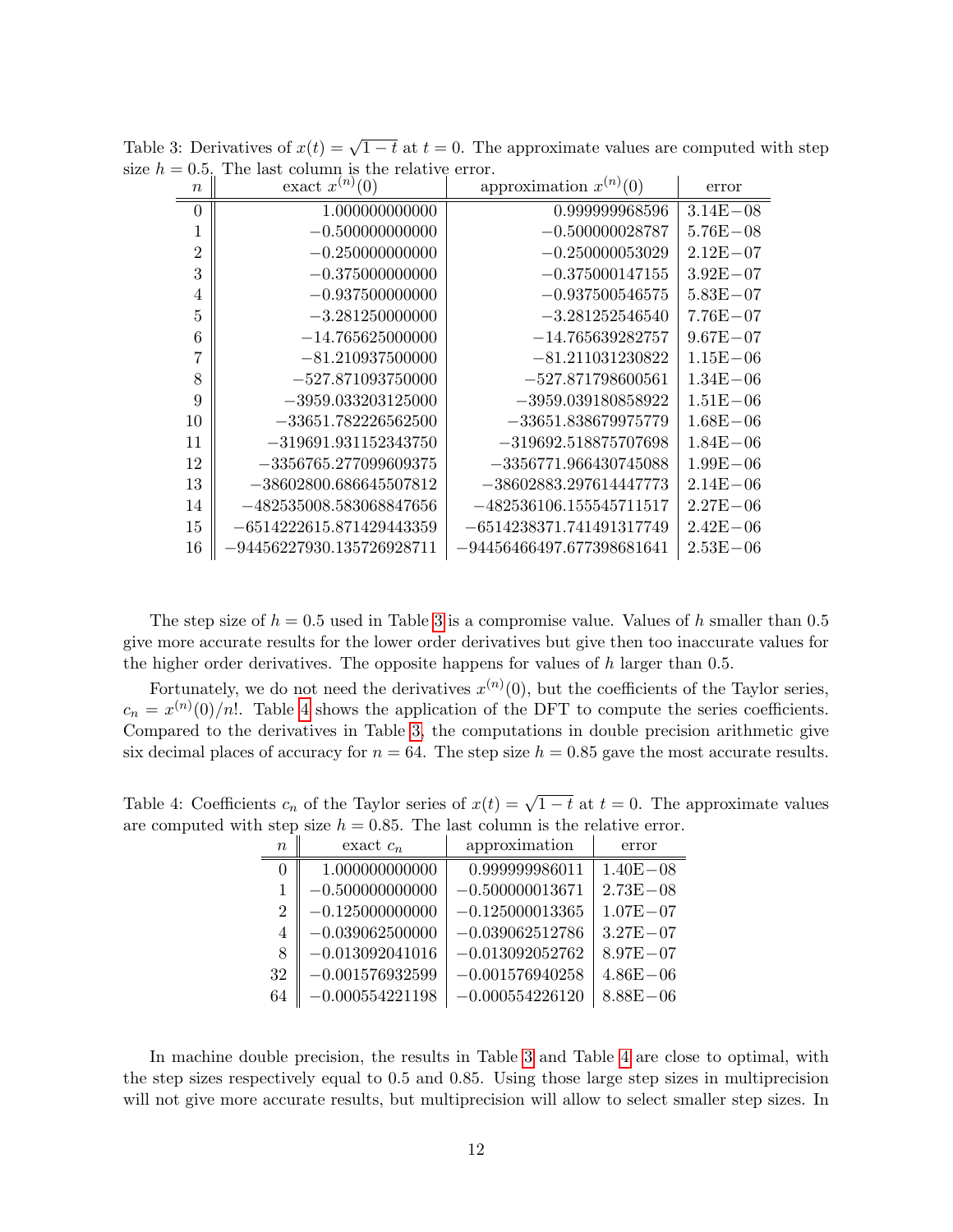Table 3: Derivatives of $x(t) = \sqrt{1-t}$ at $t = 0$. The approximate values are computed with step size $h = 0.5$. The last column is the relative error.

| $n$ | exact $x^{(n)}(0)$ | approximation $x^{(n)}(0)$ | error |
|---|---|---|---|
| 0 | 1.000000000000 | 0.999999968596 | 3.14E−08 |
| 1 | −0.500000000000 | −0.500000028787 | 5.76E−08 |
| 2 | −0.250000000000 | −0.250000053029 | 2.12E−07 |
| 3 | −0.375000000000 | −0.375000147155 | 3.92E−07 |
| 4 | −0.937500000000 | −0.937500546575 | 5.83E−07 |
| 5 | −3.281250000000 | −3.281252546540 | 7.76E−07 |
| 6 | −14.765625000000 | −14.765639282757 | 9.67E−07 |
| 7 | −81.210937500000 | −81.211031230822 | 1.15E−06 |
| 8 | −527.871093750000 | −527.871798600561 | 1.34E−06 |
| 9 | −3959.033203125000 | −3959.039180858922 | 1.51E−06 |
| 10 | −33651.782226562500 | −33651.838679975779 | 1.68E−06 |
| 11 | −319691.931152343750 | −319692.518875707698 | 1.84E−06 |
| 12 | −3356765.277099609375 | −3356771.966430745088 | 1.99E−06 |
| 13 | −38602800.686645507812 | −38602883.297614447773 | 2.14E−06 |
| 14 | −482535008.583068847656 | −482536106.155545711517 | 2.27E−06 |
| 15 | −6514222615.871429443359 | −6514238371.741491317749 | 2.42E−06 |
| 16 | −94456227930.135726928711 | −94456466497.677398681641 | 2.53E−06 |

The step size of $h = 0.5$ used in Table 3 is a compromise value. Values of $h$ smaller than 0.5 give more accurate results for the lower order derivatives but give then too inaccurate values for the higher order derivatives. The opposite happens for values of $h$ larger than 0.5.

Fortunately, we do not need the derivatives $x^{(n)}(0)$, but the coefficients of the Taylor series, $c_n = x^{(n)}(0)/n!$. Table 4 shows the application of the DFT to compute the series coefficients. Compared to the derivatives in Table 3, the computations in double precision arithmetic give six decimal places of accuracy for $n = 64$. The step size $h = 0.85$ gave the most accurate results.

Table 4: Coefficients $c_n$ of the Taylor series of $x(t) = \sqrt{1-t}$ at $t = 0$. The approximate values are computed with step size $h = 0.85$. The last column is the relative error.

| $n$ | exact $c_n$ | approximation | error |
|---|---|---|---|
| 0 | 1.000000000000 | 0.999999986011 | 1.40E−08 |
| 1 | −0.500000000000 | −0.500000013671 | 2.73E−08 |
| 2 | −0.125000000000 | −0.125000013365 | 1.07E−07 |
| 4 | −0.039062500000 | −0.039062512786 | 3.27E−07 |
| 8 | −0.013092041016 | −0.013092052762 | 8.97E−07 |
| 32 | −0.001576932599 | −0.001576940258 | 4.86E−06 |
| 64 | −0.000554221198 | −0.000554226120 | 8.88E−06 |

In machine double precision, the results in Table 3 and Table 4 are close to optimal, with the step sizes respectively equal to 0.5 and 0.85. Using those large step sizes in multiprecision will not give more accurate results, but multiprecision will allow to select smaller step sizes. In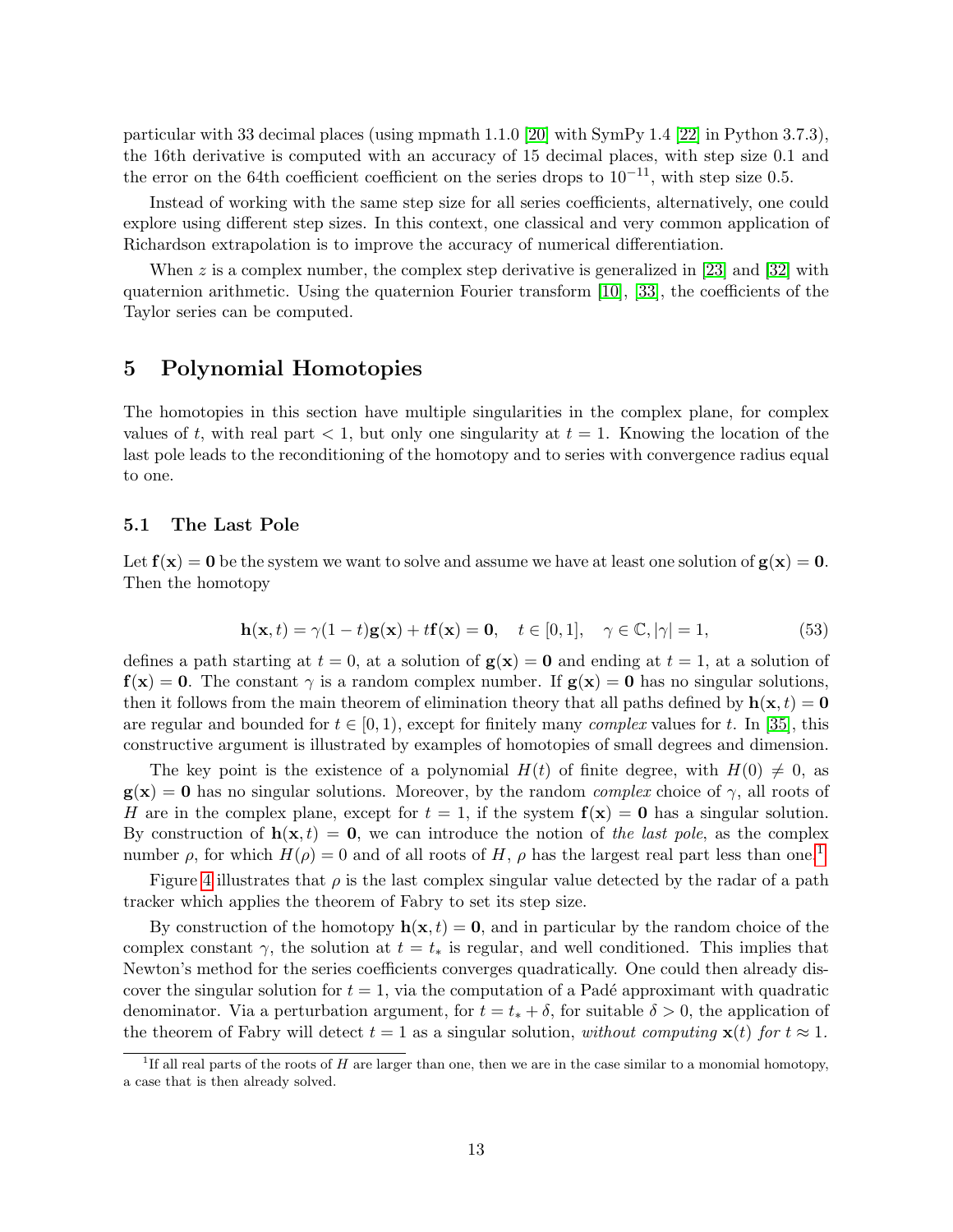particular with 33 decimal places (using mpmath 1.1.0 [20] with SymPy 1.4 [22] in Python 3.7.3), the 16th derivative is computed with an accuracy of 15 decimal places, with step size 0.1 and the error on the 64th coefficient coefficient on the series drops to $10^{-11}$, with step size 0.5.

Instead of working with the same step size for all series coefficients, alternatively, one could explore using different step sizes. In this context, one classical and very common application of Richardson extrapolation is to improve the accuracy of numerical differentiation.

When $z$ is a complex number, the complex step derivative is generalized in [23] and [32] with quaternion arithmetic. Using the quaternion Fourier transform [10], [33], the coefficients of the Taylor series can be computed.

# 5 Polynomial Homotopies

The homotopies in this section have multiple singularities in the complex plane, for complex values of $t$, with real part $< 1$, but only one singularity at $t = 1$. Knowing the location of the last pole leads to the reconditioning of the homotopy and to series with convergence radius equal to one.

## 5.1 The Last Pole

Let $\mathbf{f}(\mathbf{x}) = \mathbf{0}$ be the system we want to solve and assume we have at least one solution of $\mathbf{g}(\mathbf{x}) = \mathbf{0}$. Then the homotopy

$$\mathbf{h}(\mathbf{x}, t) = \gamma(1-t)\mathbf{g}(\mathbf{x}) + t\mathbf{f}(\mathbf{x}) = \mathbf{0}, \quad t \in [0,1], \quad \gamma \in \mathbb{C}, |\gamma| = 1, \tag{53}$$

defines a path starting at $t = 0$, at a solution of $\mathbf{g}(\mathbf{x}) = \mathbf{0}$ and ending at $t = 1$, at a solution of $\mathbf{f}(\mathbf{x}) = \mathbf{0}$. The constant $\gamma$ is a random complex number. If $\mathbf{g}(\mathbf{x}) = \mathbf{0}$ has no singular solutions, then it follows from the main theorem of elimination theory that all paths defined by $\mathbf{h}(\mathbf{x}, t) = \mathbf{0}$ are regular and bounded for $t \in [0, 1)$, except for finitely many *complex* values for $t$. In [35], this constructive argument is illustrated by examples of homotopies of small degrees and dimension.

The key point is the existence of a polynomial $H(t)$ of finite degree, with $H(0) \neq 0$, as $\mathbf{g}(\mathbf{x}) = \mathbf{0}$ has no singular solutions. Moreover, by the random *complex* choice of $\gamma$, all roots of $H$ are in the complex plane, except for $t = 1$, if the system $\mathbf{f}(\mathbf{x}) = \mathbf{0}$ has a singular solution. By construction of $\mathbf{h}(\mathbf{x}, t) = \mathbf{0}$, we can introduce the notion of *the last pole*, as the complex number $\rho$, for which $H(\rho) = 0$ and of all roots of $H$, $\rho$ has the largest real part less than one.[1]

Figure 4 illustrates that $\rho$ is the last complex singular value detected by the radar of a path tracker which applies the theorem of Fabry to set its step size.

By construction of the homotopy $\mathbf{h}(\mathbf{x}, t) = \mathbf{0}$, and in particular by the random choice of the complex constant $\gamma$, the solution at $t = t_*$ is regular, and well conditioned. This implies that Newton's method for the series coefficients converges quadratically. One could then already discover the singular solution for $t = 1$, via the computation of a Padé approximant with quadratic denominator. Via a perturbation argument, for $t = t_* + \delta$, for suitable $\delta > 0$, the application of the theorem of Fabry will detect $t = 1$ as a singular solution, *without computing* $\mathbf{x}(t)$ *for* $t \approx 1$.

[1] If all real parts of the roots of $H$ are larger than one, then we are in the case similar to a monomial homotopy, a case that is then already solved.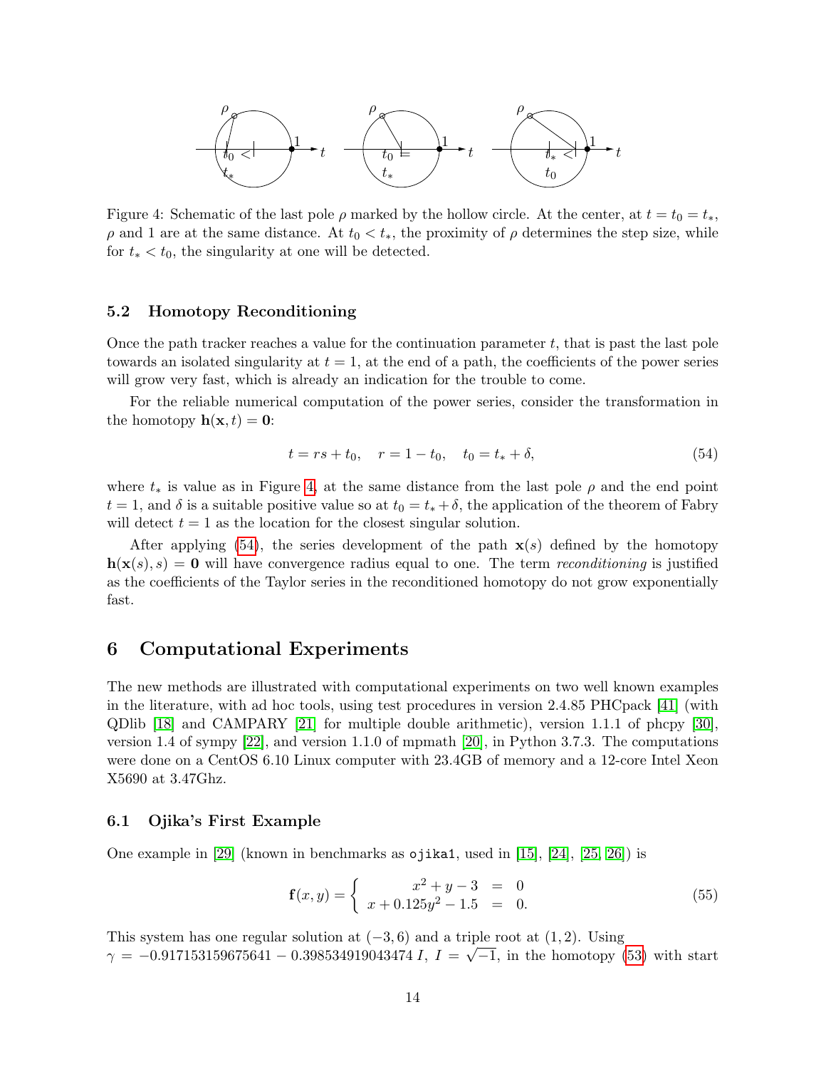Figure 4: Schematic of the last pole $\rho$ marked by the hollow circle. At the center, at $t = t_0 = t_*$, $\rho$ and 1 are at the same distance. At $t_0 < t_*$, the proximity of $\rho$ determines the step size, while for $t_* < t_0$, the singularity at one will be detected.

### 5.2 Homotopy Reconditioning

Once the path tracker reaches a value for the continuation parameter $t$, that is past the last pole towards an isolated singularity at $t = 1$, at the end of a path, the coefficients of the power series will grow very fast, which is already an indication for the trouble to come.

For the reliable numerical computation of the power series, consider the transformation in the homotopy $\mathbf{h}(\mathbf{x}, t) = \mathbf{0}$:

$$t = rs + t_0, \quad r = 1 - t_0, \quad t_0 = t_* + \delta, \tag{54}$$

where $t_*$ is value as in Figure 4, at the same distance from the last pole $\rho$ and the end point $t = 1$, and $\delta$ is a suitable positive value so at $t_0 = t_* + \delta$, the application of the theorem of Fabry will detect $t = 1$ as the location for the closest singular solution.

After applying (54), the series development of the path $\mathbf{x}(s)$ defined by the homotopy $\mathbf{h}(\mathbf{x}(s), s) = \mathbf{0}$ will have convergence radius equal to one. The term *reconditioning* is justified as the coefficients of the Taylor series in the reconditioned homotopy do not grow exponentially fast.

## 6 Computational Experiments

The new methods are illustrated with computational experiments on two well known examples in the literature, with ad hoc tools, using test procedures in version 2.4.85 PHCpack [41] (with QDlib [18] and CAMPARY [21] for multiple double arithmetic), version 1.1.1 of phcpy [30], version 1.4 of sympy [22], and version 1.1.0 of mpmath [20], in Python 3.7.3. The computations were done on a CentOS 6.10 Linux computer with 23.4GB of memory and a 12-core Intel Xeon X5690 at 3.47Ghz.

### 6.1 Ojika's First Example

One example in [29] (known in benchmarks as `ojika1`, used in [15], [24], [25, 26]) is

$$\mathbf{f}(x, y) = \left\{ \begin{array}{rcl} x^2 + y - 3 & = & 0 \\ x + 0.125y^2 - 1.5 & = & 0. \end{array} \right. \tag{55}$$

This system has one regular solution at $(-3, 6)$ and a triple root at $(1, 2)$. Using $\gamma = -0.917153159675641 - 0.398534919043474\, I$, $I = \sqrt{-1}$, in the homotopy (53) with start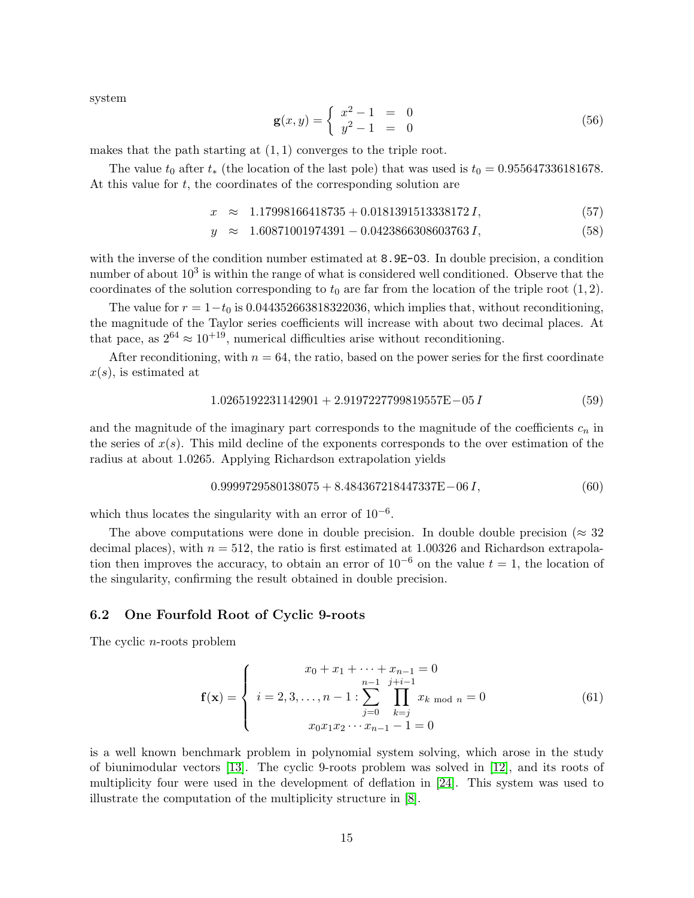system

$$
\mathbf{g}(x,y) = \left\{ \begin{array}{rcl} x^2 - 1 & = & 0 \\ y^2 - 1 & = & 0 \end{array} \right. \tag{56}
$$

makes that the path starting at $(1,1)$ converges to the triple root.

The value $t_0$ after $t_*$ (the location of the last pole) that was used is $t_0 = 0.955647336181678$. At this value for $t$, the coordinates of the corresponding solution are

$$
x \approx 1.17998166418735 + 0.0181391513338172\, I, \tag{57}
$$

$$
y \approx 1.60871001974391 - 0.0423866308603763\, I, \tag{58}
$$

with the inverse of the condition number estimated at `8.9E-03`. In double precision, a condition number of about $10^3$ is within the range of what is considered well conditioned. Observe that the coordinates of the solution corresponding to $t_0$ are far from the location of the triple root $(1,2)$.

The value for $r = 1 - t_0$ is 0.044352663818322036, which implies that, without reconditioning, the magnitude of the Taylor series coefficients will increase with about two decimal places. At that pace, as $2^{64} \approx 10^{+19}$, numerical difficulties arise without reconditioning.

After reconditioning, with $n = 64$, the ratio, based on the power series for the first coordinate $x(s)$, is estimated at

$$
1.0265192231142901 + 2.9197227799819557\text{E}{-05}\, I \tag{59}
$$

and the magnitude of the imaginary part corresponds to the magnitude of the coefficients $c_n$ in the series of $x(s)$. This mild decline of the exponents corresponds to the over estimation of the radius at about 1.0265. Applying Richardson extrapolation yields

$$
0.9999729580138075 + 8.484367218447337\text{E}{-06}\, I, \tag{60}
$$

which thus locates the singularity with an error of $10^{-6}$.

The above computations were done in double precision. In double double precision ($\approx 32$ decimal places), with $n = 512$, the ratio is first estimated at 1.00326 and Richardson extrapolation then improves the accuracy, to obtain an error of $10^{-6}$ on the value $t = 1$, the location of the singularity, confirming the result obtained in double precision.

### 6.2 One Fourfold Root of Cyclic 9-roots

The cyclic $n$-roots problem

$$
\mathbf{f}(\mathbf{x}) = \left\{ \begin{array}{c} x_0 + x_1 + \cdots + x_{n-1} = 0 \\ i = 2, 3, \ldots, n-1 : \displaystyle\sum_{j=0}^{n-1} \prod_{k=j}^{j+i-1} x_{k \bmod n} = 0 \\ x_0 x_1 x_2 \cdots x_{n-1} - 1 = 0 \end{array} \right. \tag{61}
$$

is a well known benchmark problem in polynomial system solving, which arose in the study of biunimodular vectors [13]. The cyclic 9-roots problem was solved in [12], and its roots of multiplicity four were used in the development of deflation in [24]. This system was used to illustrate the computation of the multiplicity structure in [8].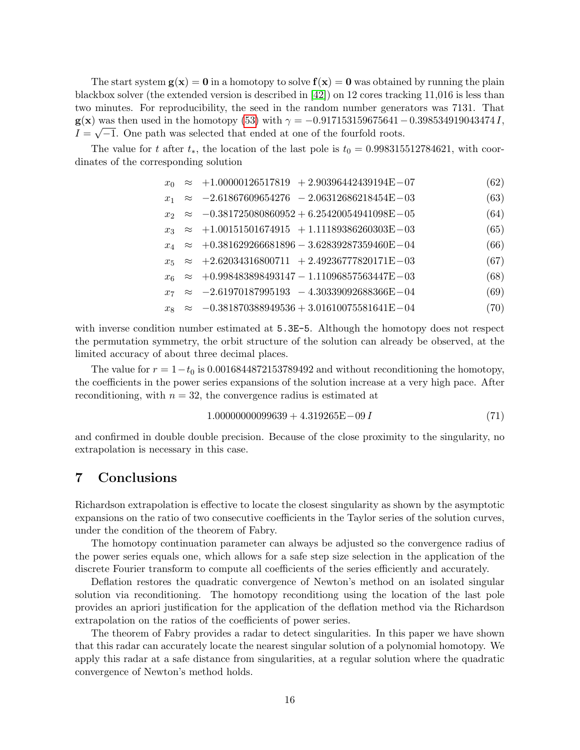The start system $\mathbf{g}(\mathbf{x}) = \mathbf{0}$ in a homotopy to solve $\mathbf{f}(\mathbf{x}) = \mathbf{0}$ was obtained by running the plain blackbox solver (the extended version is described in [42]) on 12 cores tracking 11,016 is less than two minutes. For reproducibility, the seed in the random number generators was 7131. That $\mathbf{g}(\mathbf{x})$ was then used in the homotopy (53) with $\gamma = -0.917153159675641 - 0.398534919043474\,I$, $I = \sqrt{-1}$. One path was selected that ended at one of the fourfold roots.

The value for $t$ after $t_*$, the location of the last pole is $t_0 = 0.998315512784621$, with coordinates of the corresponding solution

$$
\begin{aligned}
x_0 &\approx +1.00000126517819 \;\; + 2.90396442439194\text{E}{-07} && (62)\\
x_1 &\approx -2.61867609654276 \;\; - 2.06312686218454\text{E}{-03} && (63)\\
x_2 &\approx -0.381725080860952 + 6.25420054941098\text{E}{-05} && (64)\\
x_3 &\approx +1.00151501674915 \;\; + 1.11189386260303\text{E}{-03} && (65)\\
x_4 &\approx +0.381629266681896 - 3.62839287359460\text{E}{-04} && (66)\\
x_5 &\approx +2.62034316800711 \;\; + 2.49236777820171\text{E}{-03} && (67)\\
x_6 &\approx +0.998483898493147 - 1.11096857563447\text{E}{-03} && (68)\\
x_7 &\approx -2.61970187995193 \;\; - 4.30339092688366\text{E}{-04} && (69)\\
x_8 &\approx -0.381870388949536 + 3.01610075581641\text{E}{-04} && (70)
\end{aligned}
$$

with inverse condition number estimated at `5.3E-5`. Although the homotopy does not respect the permutation symmetry, the orbit structure of the solution can already be observed, at the limited accuracy of about three decimal places.

The value for $r = 1 - t_0$ is 0.0016844872153789492 and without reconditioning the homotopy, the coefficients in the power series expansions of the solution increase at a very high pace. After reconditioning, with $n = 32$, the convergence radius is estimated at

$$
1.00000000099639 + 4.319265\text{E}{-09}\,I \qquad (71)
$$

and confirmed in double double precision. Because of the close proximity to the singularity, no extrapolation is necessary in this case.

## 7 Conclusions

Richardson extrapolation is effective to locate the closest singularity as shown by the asymptotic expansions on the ratio of two consecutive coefficients in the Taylor series of the solution curves, under the condition of the theorem of Fabry.

The homotopy continuation parameter can always be adjusted so the convergence radius of the power series equals one, which allows for a safe step size selection in the application of the discrete Fourier transform to compute all coefficients of the series efficiently and accurately.

Deflation restores the quadratic convergence of Newton's method on an isolated singular solution via reconditioning. The homotopy reconditiong using the location of the last pole provides an apriori justification for the application of the deflation method via the Richardson extrapolation on the ratios of the coefficients of power series.

The theorem of Fabry provides a radar to detect singularities. In this paper we have shown that this radar can accurately locate the nearest singular solution of a polynomial homotopy. We apply this radar at a safe distance from singularities, at a regular solution where the quadratic convergence of Newton's method holds.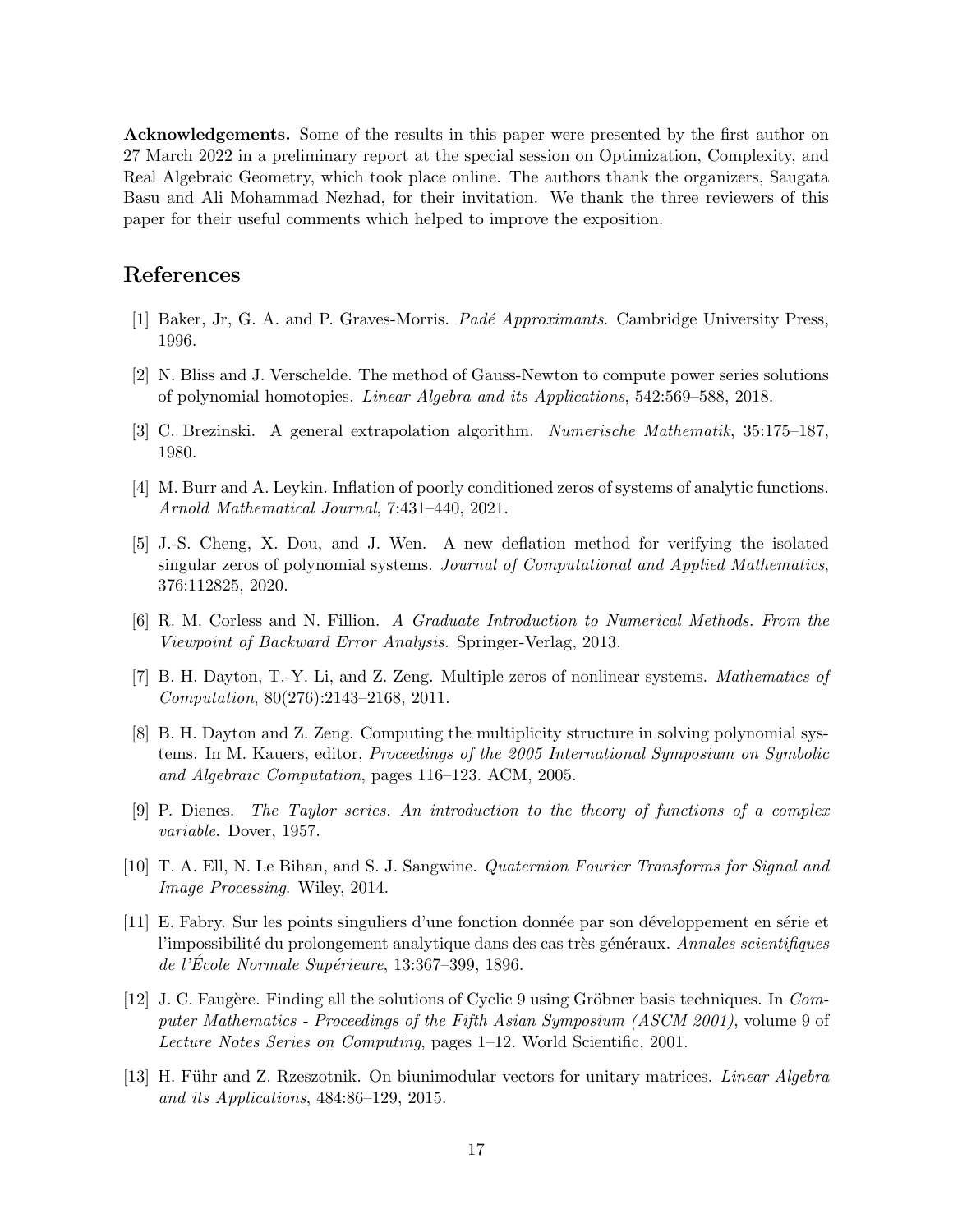**Acknowledgements.** Some of the results in this paper were presented by the first author on 27 March 2022 in a preliminary report at the special session on Optimization, Complexity, and Real Algebraic Geometry, which took place online. The authors thank the organizers, Saugata Basu and Ali Mohammad Nezhad, for their invitation. We thank the three reviewers of this paper for their useful comments which helped to improve the exposition.

## References

[1] Baker, Jr, G. A. and P. Graves-Morris. *Padé Approximants*. Cambridge University Press, 1996.

[2] N. Bliss and J. Verschelde. The method of Gauss-Newton to compute power series solutions of polynomial homotopies. *Linear Algebra and its Applications*, 542:569–588, 2018.

[3] C. Brezinski. A general extrapolation algorithm. *Numerische Mathematik*, 35:175–187, 1980.

[4] M. Burr and A. Leykin. Inflation of poorly conditioned zeros of systems of analytic functions. *Arnold Mathematical Journal*, 7:431–440, 2021.

[5] J.-S. Cheng, X. Dou, and J. Wen. A new deflation method for verifying the isolated singular zeros of polynomial systems. *Journal of Computational and Applied Mathematics*, 376:112825, 2020.

[6] R. M. Corless and N. Fillion. *A Graduate Introduction to Numerical Methods. From the Viewpoint of Backward Error Analysis.* Springer-Verlag, 2013.

[7] B. H. Dayton, T.-Y. Li, and Z. Zeng. Multiple zeros of nonlinear systems. *Mathematics of Computation*, 80(276):2143–2168, 2011.

[8] B. H. Dayton and Z. Zeng. Computing the multiplicity structure in solving polynomial systems. In M. Kauers, editor, *Proceedings of the 2005 International Symposium on Symbolic and Algebraic Computation*, pages 116–123. ACM, 2005.

[9] P. Dienes. *The Taylor series. An introduction to the theory of functions of a complex variable*. Dover, 1957.

[10] T. A. Ell, N. Le Bihan, and S. J. Sangwine. *Quaternion Fourier Transforms for Signal and Image Processing*. Wiley, 2014.

[11] E. Fabry. Sur les points singuliers d'une fonction donnée par son développement en série et l'impossibilité du prolongement analytique dans des cas très généraux. *Annales scientifiques de l'École Normale Supérieure*, 13:367–399, 1896.

[12] J. C. Faugère. Finding all the solutions of Cyclic 9 using Gröbner basis techniques. In *Computer Mathematics - Proceedings of the Fifth Asian Symposium (ASCM 2001)*, volume 9 of *Lecture Notes Series on Computing*, pages 1–12. World Scientific, 2001.

[13] H. Führ and Z. Rzeszotnik. On biunimodular vectors for unitary matrices. *Linear Algebra and its Applications*, 484:86–129, 2015.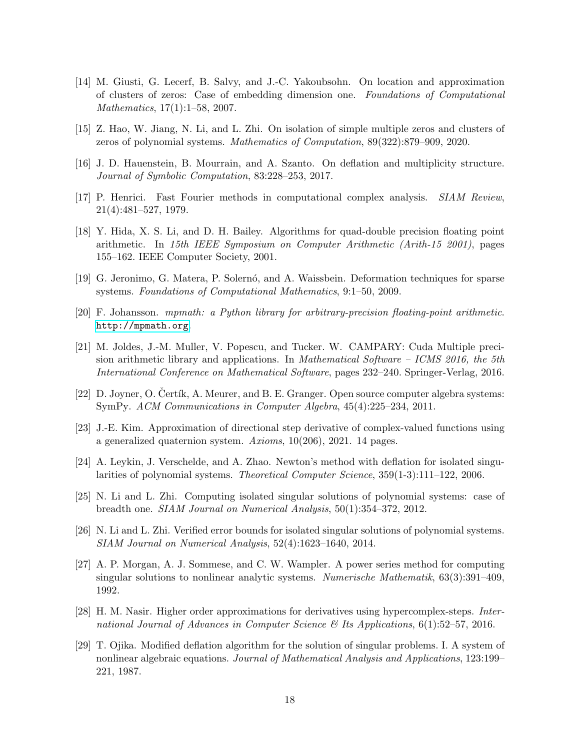[14] M. Giusti, G. Lecerf, B. Salvy, and J.-C. Yakoubsohn. On location and approximation of clusters of zeros: Case of embedding dimension one. *Foundations of Computational Mathematics*, 17(1):1–58, 2007.

[15] Z. Hao, W. Jiang, N. Li, and L. Zhi. On isolation of simple multiple zeros and clusters of zeros of polynomial systems. *Mathematics of Computation*, 89(322):879–909, 2020.

[16] J. D. Hauenstein, B. Mourrain, and A. Szanto. On deflation and multiplicity structure. *Journal of Symbolic Computation*, 83:228–253, 2017.

[17] P. Henrici. Fast Fourier methods in computational complex analysis. *SIAM Review*, 21(4):481–527, 1979.

[18] Y. Hida, X. S. Li, and D. H. Bailey. Algorithms for quad-double precision floating point arithmetic. In *15th IEEE Symposium on Computer Arithmetic (Arith-15 2001)*, pages 155–162. IEEE Computer Society, 2001.

[19] G. Jeronimo, G. Matera, P. Solernó, and A. Waissbein. Deformation techniques for sparse systems. *Foundations of Computational Mathematics*, 9:1–50, 2009.

[20] F. Johansson. *mpmath: a Python library for arbitrary-precision floating-point arithmetic*. http://mpmath.org.

[21] M. Joldes, J.-M. Muller, V. Popescu, and Tucker. W. CAMPARY: Cuda Multiple precision arithmetic library and applications. In *Mathematical Software – ICMS 2016, the 5th International Conference on Mathematical Software*, pages 232–240. Springer-Verlag, 2016.

[22] D. Joyner, O. Čertík, A. Meurer, and B. E. Granger. Open source computer algebra systems: SymPy. *ACM Communications in Computer Algebra*, 45(4):225–234, 2011.

[23] J.-E. Kim. Approximation of directional step derivative of complex-valued functions using a generalized quaternion system. *Axioms*, 10(206), 2021. 14 pages.

[24] A. Leykin, J. Verschelde, and A. Zhao. Newton's method with deflation for isolated singularities of polynomial systems. *Theoretical Computer Science*, 359(1-3):111–122, 2006.

[25] N. Li and L. Zhi. Computing isolated singular solutions of polynomial systems: case of breadth one. *SIAM Journal on Numerical Analysis*, 50(1):354–372, 2012.

[26] N. Li and L. Zhi. Verified error bounds for isolated singular solutions of polynomial systems. *SIAM Journal on Numerical Analysis*, 52(4):1623–1640, 2014.

[27] A. P. Morgan, A. J. Sommese, and C. W. Wampler. A power series method for computing singular solutions to nonlinear analytic systems. *Numerische Mathematik*, 63(3):391–409, 1992.

[28] H. M. Nasir. Higher order approximations for derivatives using hypercomplex-steps. *International Journal of Advances in Computer Science & Its Applications*, 6(1):52–57, 2016.

[29] T. Ojika. Modified deflation algorithm for the solution of singular problems. I. A system of nonlinear algebraic equations. *Journal of Mathematical Analysis and Applications*, 123:199–221, 1987.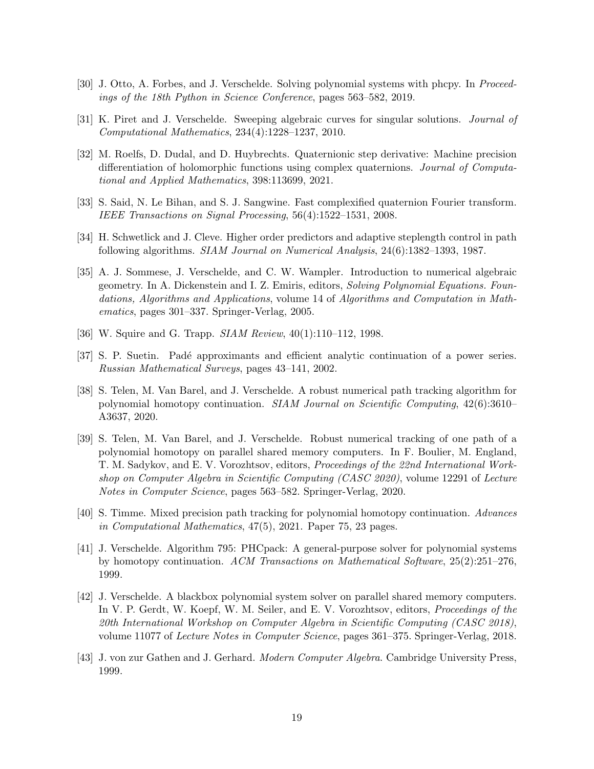[30] J. Otto, A. Forbes, and J. Verschelde. Solving polynomial systems with phcpy. In *Proceedings of the 18th Python in Science Conference*, pages 563–582, 2019.

[31] K. Piret and J. Verschelde. Sweeping algebraic curves for singular solutions. *Journal of Computational Mathematics*, 234(4):1228–1237, 2010.

[32] M. Roelfs, D. Dudal, and D. Huybrechts. Quaternionic step derivative: Machine precision differentiation of holomorphic functions using complex quaternions. *Journal of Computational and Applied Mathematics*, 398:113699, 2021.

[33] S. Said, N. Le Bihan, and S. J. Sangwine. Fast complexified quaternion Fourier transform. *IEEE Transactions on Signal Processing*, 56(4):1522–1531, 2008.

[34] H. Schwetlick and J. Cleve. Higher order predictors and adaptive steplength control in path following algorithms. *SIAM Journal on Numerical Analysis*, 24(6):1382–1393, 1987.

[35] A. J. Sommese, J. Verschelde, and C. W. Wampler. Introduction to numerical algebraic geometry. In A. Dickenstein and I. Z. Emiris, editors, *Solving Polynomial Equations. Foundations, Algorithms and Applications*, volume 14 of *Algorithms and Computation in Mathematics*, pages 301–337. Springer-Verlag, 2005.

[36] W. Squire and G. Trapp. *SIAM Review*, 40(1):110–112, 1998.

[37] S. P. Suetin. Padé approximants and efficient analytic continuation of a power series. *Russian Mathematical Surveys*, pages 43–141, 2002.

[38] S. Telen, M. Van Barel, and J. Verschelde. A robust numerical path tracking algorithm for polynomial homotopy continuation. *SIAM Journal on Scientific Computing*, 42(6):3610–A3637, 2020.

[39] S. Telen, M. Van Barel, and J. Verschelde. Robust numerical tracking of one path of a polynomial homotopy on parallel shared memory computers. In F. Boulier, M. England, T. M. Sadykov, and E. V. Vorozhtsov, editors, *Proceedings of the 22nd International Workshop on Computer Algebra in Scientific Computing (CASC 2020)*, volume 12291 of *Lecture Notes in Computer Science*, pages 563–582. Springer-Verlag, 2020.

[40] S. Timme. Mixed precision path tracking for polynomial homotopy continuation. *Advances in Computational Mathematics*, 47(5), 2021. Paper 75, 23 pages.

[41] J. Verschelde. Algorithm 795: PHCpack: A general-purpose solver for polynomial systems by homotopy continuation. *ACM Transactions on Mathematical Software*, 25(2):251–276, 1999.

[42] J. Verschelde. A blackbox polynomial system solver on parallel shared memory computers. In V. P. Gerdt, W. Koepf, W. M. Seiler, and E. V. Vorozhtsov, editors, *Proceedings of the 20th International Workshop on Computer Algebra in Scientific Computing (CASC 2018)*, volume 11077 of *Lecture Notes in Computer Science*, pages 361–375. Springer-Verlag, 2018.

[43] J. von zur Gathen and J. Gerhard. *Modern Computer Algebra*. Cambridge University Press, 1999.